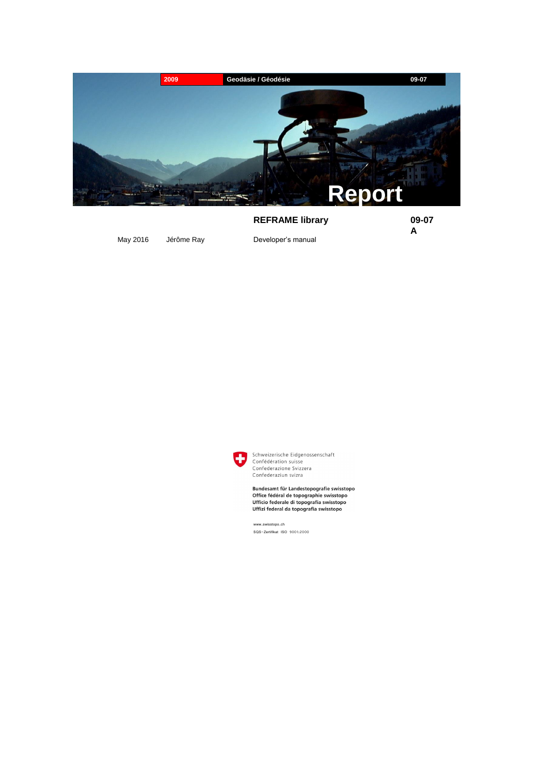2009 | Geodäsie / Géodésie | 09-07

**Report**

# REFRAME library

**09-07 A**

May 2016 Jérôme Ray

Developer's manual

Schweizerische Eidgenossenschaft
Confédération suisse
Confederazione Svizzera
Confederaziun svizra

**Bundesamt für Landestopografie swisstopo**
**Office fédéral de topographie swisstopo**
**Ufficio federale di topografia swisstopo**
**Uffizi federal da topografia swisstopo**

www.swisstopo.ch
SQS-Zertifikat ISO 9001:2000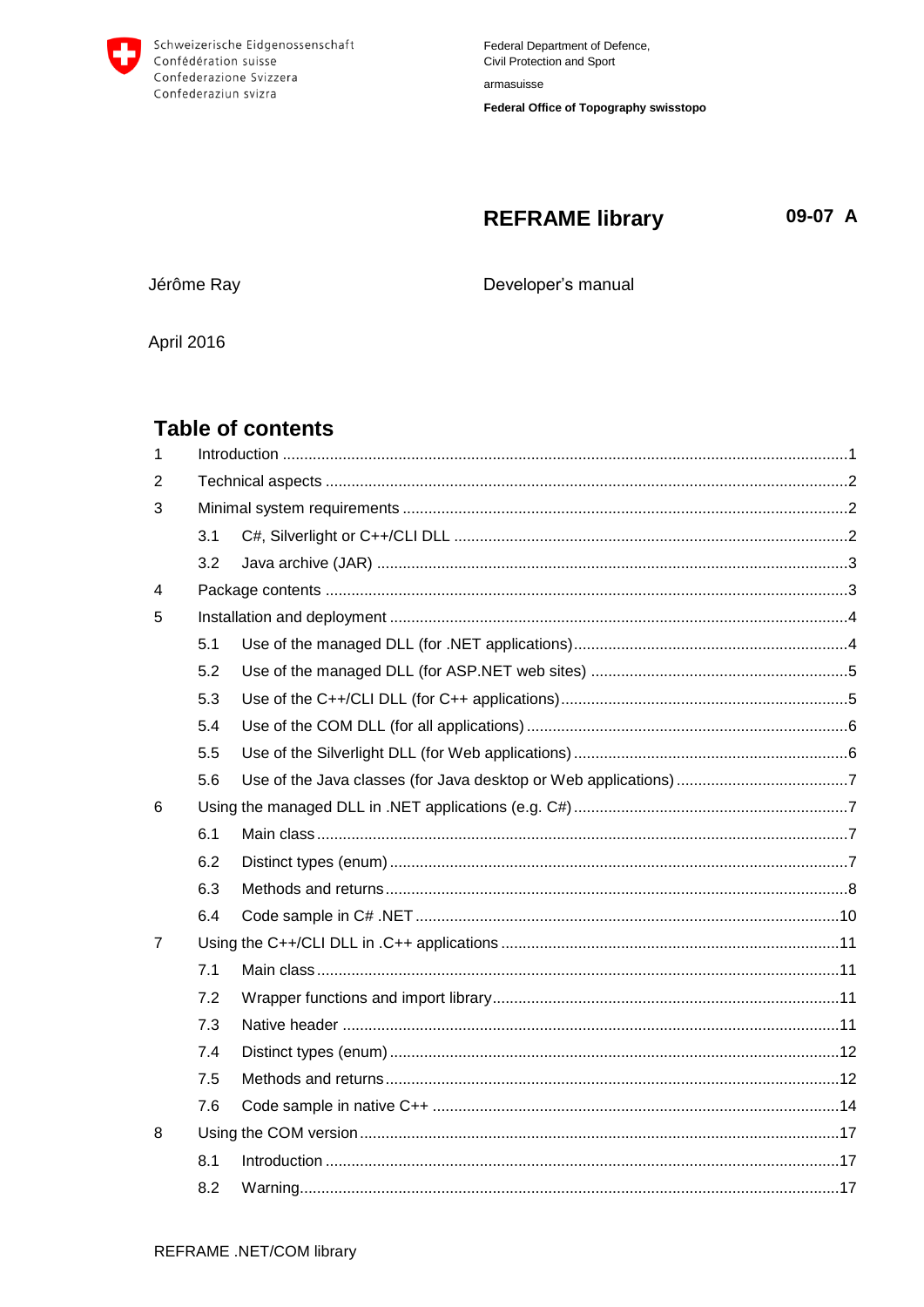Schweizerische Eidgenossenschaft
Confédération suisse
Confederazione Svizzera
Confederaziun svizra

Federal Department of Defence, Civil Protection and Sport

armasuisse

**Federal Office of Topography swisstopo**

# REFRAME library

**09-07 A**

Jérôme Ray

Developer's manual

April 2016

## Table of contents

| | | |
|---|---|---|
| 1 | Introduction | 1 |
| 2 | Technical aspects | 2 |
| 3 | Minimal system requirements | 2 |
| 3.1 | C#, Silverlight or C++/CLI DLL | 2 |
| 3.2 | Java archive (JAR) | 3 |
| 4 | Package contents | 3 |
| 5 | Installation and deployment | 4 |
| 5.1 | Use of the managed DLL (for .NET applications) | 4 |
| 5.2 | Use of the managed DLL (for ASP.NET web sites) | 5 |
| 5.3 | Use of the C++/CLI DLL (for C++ applications) | 5 |
| 5.4 | Use of the COM DLL (for all applications) | 6 |
| 5.5 | Use of the Silverlight DLL (for Web applications) | 6 |
| 5.6 | Use of the Java classes (for Java desktop or Web applications) | 7 |
| 6 | Using the managed DLL in .NET applications (e.g. C#) | 7 |
| 6.1 | Main class | 7 |
| 6.2 | Distinct types (enum) | 7 |
| 6.3 | Methods and returns | 8 |
| 6.4 | Code sample in C# .NET | 10 |
| 7 | Using the C++/CLI DLL in .C++ applications | 11 |
| 7.1 | Main class | 11 |
| 7.2 | Wrapper functions and import library | 11 |
| 7.3 | Native header | 11 |
| 7.4 | Distinct types (enum) | 12 |
| 7.5 | Methods and returns | 12 |
| 7.6 | Code sample in native C++ | 14 |
| 8 | Using the COM version | 17 |
| 8.1 | Introduction | 17 |
| 8.2 | Warning | 17 |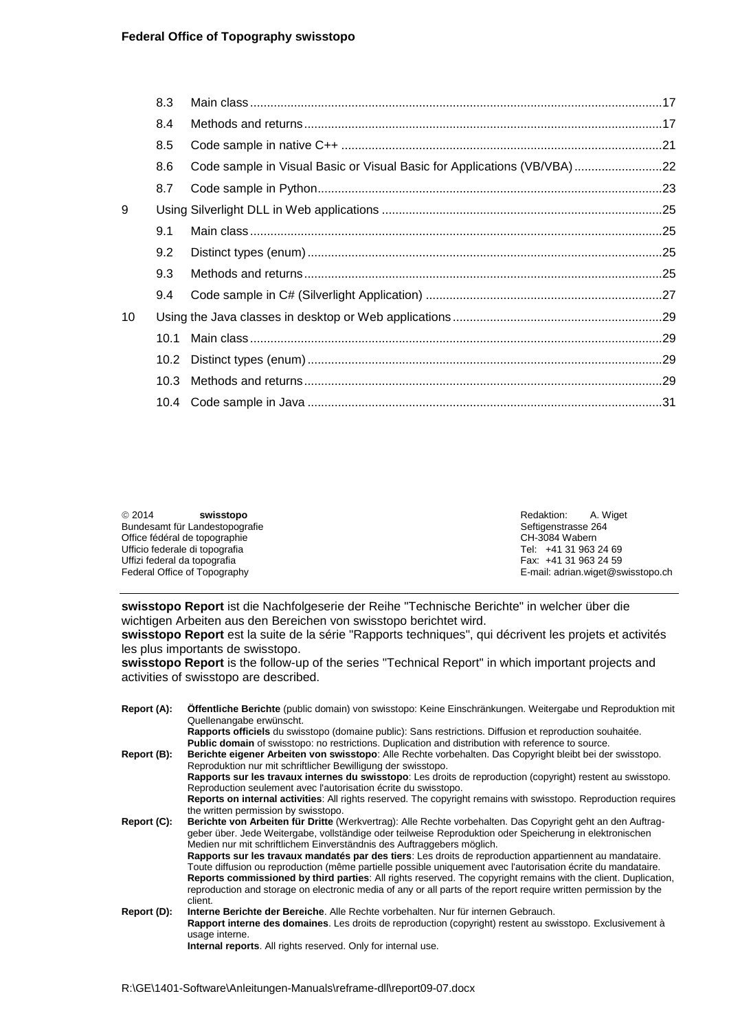| | | |
|---|---|---|
| 8.3 | Main class | 17 |
| 8.4 | Methods and returns | 17 |
| 8.5 | Code sample in native C++ | 21 |
| 8.6 | Code sample in Visual Basic or Visual Basic for Applications (VB/VBA) | 22 |
| 8.7 | Code sample in Python | 23 |
| 9 | Using Silverlight DLL in Web applications | 25 |
| 9.1 | Main class | 25 |
| 9.2 | Distinct types (enum) | 25 |
| 9.3 | Methods and returns | 25 |
| 9.4 | Code sample in C# (Silverlight Application) | 27 |
| 10 | Using the Java classes in desktop or Web applications | 29 |
| 10.1 | Main class | 29 |
| 10.2 | Distinct types (enum) | 29 |
| 10.3 | Methods and returns | 29 |
| 10.4 | Code sample in Java | 31 |

© 2014 **swisstopo**
Bundesamt für Landestopografie
Office fédéral de topographie
Ufficio federale di topografia
Uffizi federal da topografia
Federal Office of Topography

Redaktion: A. Wiget
Seftigenstrasse 264
CH-3084 Wabern
Tel: +41 31 963 24 69
Fax: +41 31 963 24 59
E-mail: adrian.wiget@swisstopo.ch

---

**swisstopo Report** ist die Nachfolgeserie der Reihe "Technische Berichte" in welcher über die wichtigen Arbeiten aus den Bereichen von swisstopo berichtet wird.
**swisstopo Report** est la suite de la série "Rapports techniques", qui décrivent les projets et activités les plus importants de swisstopo.
**swisstopo Report** is the follow-up of the series "Technical Report" in which important projects and activities of swisstopo are described.

**Report (A):** **Öffentliche Berichte** (public domain) von swisstopo: Keine Einschränkungen. Weitergabe und Reproduktion mit Quellenangabe erwünscht.
**Rapports officiels** du swisstopo (domaine public): Sans restrictions. Diffusion et reproduction souhaitée.
**Public domain** of swisstopo: no restrictions. Duplication and distribution with reference to source.

**Report (B):** **Berichte eigener Arbeiten von swisstopo**: Alle Rechte vorbehalten. Das Copyright bleibt bei der swisstopo. Reproduktion nur mit schriftlicher Bewilligung der swisstopo.
**Rapports sur les travaux internes du swisstopo**: Les droits de reproduction (copyright) restent au swisstopo. Reproduction seulement avec l'autorisation écrite du swisstopo.
**Reports on internal activities**: All rights reserved. The copyright remains with swisstopo. Reproduction requires the written permission by swisstopo.

**Report (C):** **Berichte von Arbeiten für Dritte** (Werkvertrag): Alle Rechte vorbehalten. Das Copyright geht an den Auftraggeber über. Jede Weitergabe, vollständige oder teilweise Reproduktion oder Speicherung in elektronischen Medien nur mit schriftlichem Einverständnis des Auftraggebers möglich.
**Rapports sur les travaux mandatés par des tiers**: Les droits de reproduction appartiennent au mandataire. Toute diffusion ou reproduction (même partielle possible uniquement avec l'autorisation écrite du mandataire.
**Reports commissioned by third parties**: All rights reserved. The copyright remains with the client. Duplication, reproduction and storage on electronic media of any or all parts of the report require written permission by the client.

**Report (D):** **Interne Berichte der Bereiche**. Alle Rechte vorbehalten. Nur für internen Gebrauch.
**Rapport interne des domaines**. Les droits de reproduction (copyright) restent au swisstopo. Exclusivement à usage interne.
**Internal reports**. All rights reserved. Only for internal use.

R:\GE\1401-Software\Anleitungen-Manuals\reframe-dll\report09-07.docx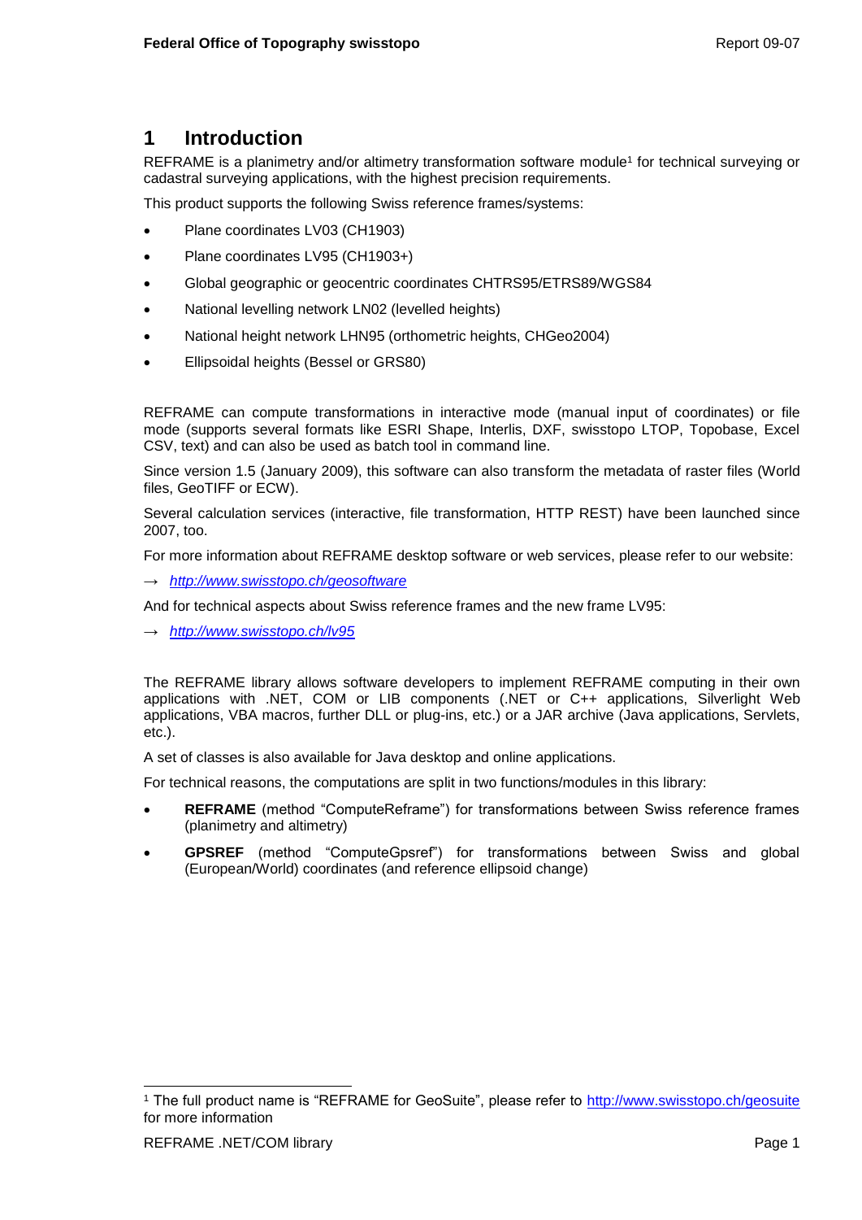# 1 Introduction

REFRAME is a planimetry and/or altimetry transformation software module[1] for technical surveying or cadastral surveying applications, with the highest precision requirements.

This product supports the following Swiss reference frames/systems:

- Plane coordinates LV03 (CH1903)
- Plane coordinates LV95 (CH1903+)
- Global geographic or geocentric coordinates CHTRS95/ETRS89/WGS84
- National levelling network LN02 (levelled heights)
- National height network LHN95 (orthometric heights, CHGeo2004)
- Ellipsoidal heights (Bessel or GRS80)

REFRAME can compute transformations in interactive mode (manual input of coordinates) or file mode (supports several formats like ESRI Shape, Interlis, DXF, swisstopo LTOP, Topobase, Excel CSV, text) and can also be used as batch tool in command line.

Since version 1.5 (January 2009), this software can also transform the metadata of raster files (World files, GeoTIFF or ECW).

Several calculation services (interactive, file transformation, HTTP REST) have been launched since 2007, too.

For more information about REFRAME desktop software or web services, please refer to our website:

→ *http://www.swisstopo.ch/geosoftware*

And for technical aspects about Swiss reference frames and the new frame LV95:

→ *http://www.swisstopo.ch/lv95*

The REFRAME library allows software developers to implement REFRAME computing in their own applications with .NET, COM or LIB components (.NET or C++ applications, Silverlight Web applications, VBA macros, further DLL or plug-ins, etc.) or a JAR archive (Java applications, Servlets, etc.).

A set of classes is also available for Java desktop and online applications.

For technical reasons, the computations are split in two functions/modules in this library:

- **REFRAME** (method "ComputeReframe") for transformations between Swiss reference frames (planimetry and altimetry)
- **GPSREF** (method "ComputeGpsref") for transformations between Swiss and global (European/World) coordinates (and reference ellipsoid change)

[1] The full product name is "REFRAME for GeoSuite", please refer to http://www.swisstopo.ch/geosuite for more information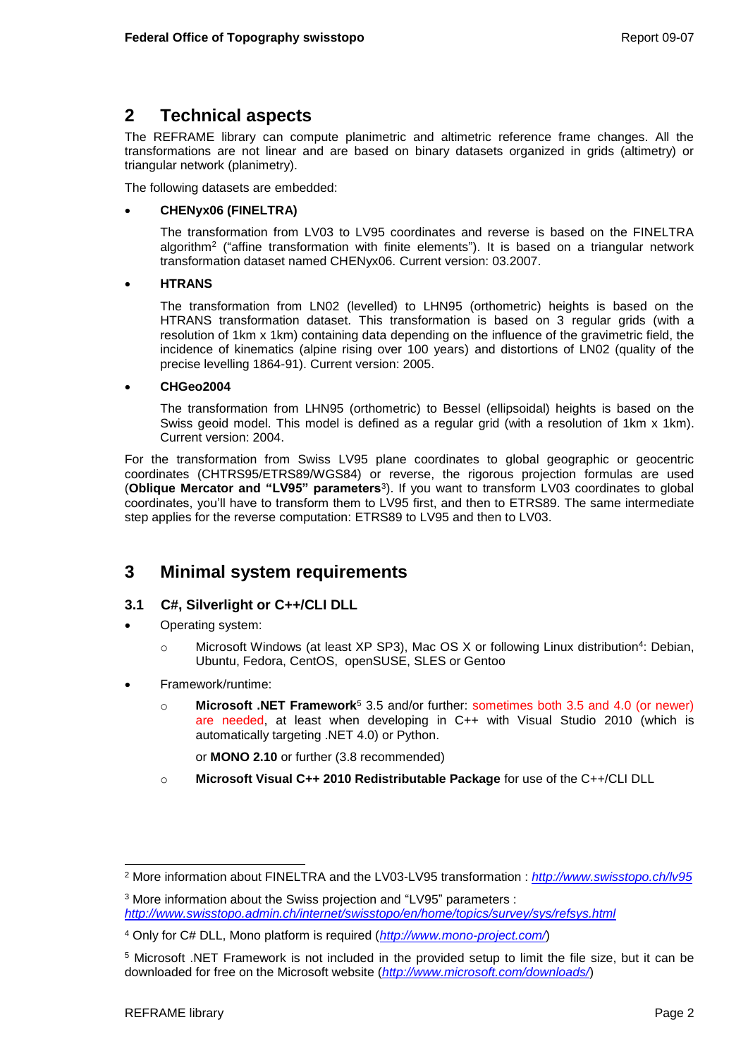# 2 Technical aspects

The REFRAME library can compute planimetric and altimetric reference frame changes. All the transformations are not linear and are based on binary datasets organized in grids (altimetry) or triangular network (planimetry).

The following datasets are embedded:

- **CHENyx06 (FINELTRA)**

  The transformation from LV03 to LV95 coordinates and reverse is based on the FINELTRA algorithm[2] ("affine transformation with finite elements"). It is based on a triangular network transformation dataset named CHENyx06. Current version: 03.2007.

- **HTRANS**

  The transformation from LN02 (levelled) to LHN95 (orthometric) heights is based on the HTRANS transformation dataset. This transformation is based on 3 regular grids (with a resolution of 1km x 1km) containing data depending on the influence of the gravimetric field, the incidence of kinematics (alpine rising over 100 years) and distortions of LN02 (quality of the precise levelling 1864-91). Current version: 2005.

- **CHGeo2004**

  The transformation from LHN95 (orthometric) to Bessel (ellipsoidal) heights is based on the Swiss geoid model. This model is defined as a regular grid (with a resolution of 1km x 1km). Current version: 2004.

For the transformation from Swiss LV95 plane coordinates to global geographic or geocentric coordinates (CHTRS95/ETRS89/WGS84) or reverse, the rigorous projection formulas are used (**Oblique Mercator and "LV95" parameters**[3]). If you want to transform LV03 coordinates to global coordinates, you'll have to transform them to LV95 first, and then to ETRS89. The same intermediate step applies for the reverse computation: ETRS89 to LV95 and then to LV03.

# 3 Minimal system requirements

## 3.1 C#, Silverlight or C++/CLI DLL

- Operating system:
  - Microsoft Windows (at least XP SP3), Mac OS X or following Linux distribution[4]: Debian, Ubuntu, Fedora, CentOS, openSUSE, SLES or Gentoo
- Framework/runtime:
  - **Microsoft .NET Framework**[5] 3.5 and/or further: sometimes both 3.5 and 4.0 (or newer) are needed, at least when developing in C++ with Visual Studio 2010 (which is automatically targeting .NET 4.0) or Python.

    or **MONO 2.10** or further (3.8 recommended)
  - **Microsoft Visual C++ 2010 Redistributable Package** for use of the C++/CLI DLL

---

[2] More information about FINELTRA and the LV03-LV95 transformation : *http://www.swisstopo.ch/lv95*

[3] More information about the Swiss projection and "LV95" parameters : *http://www.swisstopo.admin.ch/internet/swisstopo/en/home/topics/survey/sys/refsys.html*

[4] Only for C# DLL, Mono platform is required (*http://www.mono-project.com/*)

[5] Microsoft .NET Framework is not included in the provided setup to limit the file size, but it can be downloaded for free on the Microsoft website (*http://www.microsoft.com/downloads/*)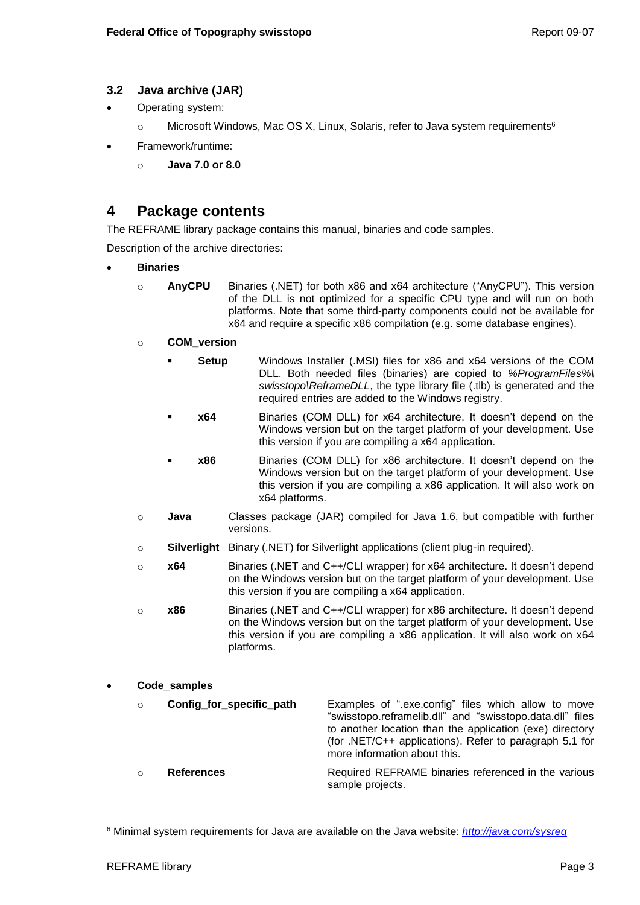### 3.2 Java archive (JAR)

- Operating system:
  - Microsoft Windows, Mac OS X, Linux, Solaris, refer to Java system requirements[6]
- Framework/runtime:
  - **Java 7.0 or 8.0**

# 4 Package contents

The REFRAME library package contains this manual, binaries and code samples.

Description of the archive directories:

- **Binaries**
  - **AnyCPU** Binaries (.NET) for both x86 and x64 architecture ("AnyCPU"). This version of the DLL is not optimized for a specific CPU type and will run on both platforms. Note that some third-party components could not be available for x64 and require a specific x86 compilation (e.g. some database engines).
  - **COM_version**
    - **Setup** Windows Installer (.MSI) files for x86 and x64 versions of the COM DLL. Both needed files (binaries) are copied to *%ProgramFiles%\swisstopo\ReframeDLL*, the type library file (.tlb) is generated and the required entries are added to the Windows registry.
    - **x64** Binaries (COM DLL) for x64 architecture. It doesn't depend on the Windows version but on the target platform of your development. Use this version if you are compiling a x64 application.
    - **x86** Binaries (COM DLL) for x86 architecture. It doesn't depend on the Windows version but on the target platform of your development. Use this version if you are compiling a x86 application. It will also work on x64 platforms.
  - **Java** Classes package (JAR) compiled for Java 1.6, but compatible with further versions.
  - **Silverlight** Binary (.NET) for Silverlight applications (client plug-in required).
  - **x64** Binaries (.NET and C++/CLI wrapper) for x64 architecture. It doesn't depend on the Windows version but on the target platform of your development. Use this version if you are compiling a x64 application.
  - **x86** Binaries (.NET and C++/CLI wrapper) for x86 architecture. It doesn't depend on the Windows version but on the target platform of your development. Use this version if you are compiling a x86 application. It will also work on x64 platforms.

- **Code_samples**
  - **Config_for_specific_path** Examples of ".exe.config" files which allow to move "swisstopo.reframelib.dll" and "swisstopo.data.dll" files to another location than the application (exe) directory (for .NET/C++ applications). Refer to paragraph 5.1 for more information about this.
  - **References** Required REFRAME binaries referenced in the various sample projects.

[6] Minimal system requirements for Java are available on the Java website: *http://java.com/sysreq*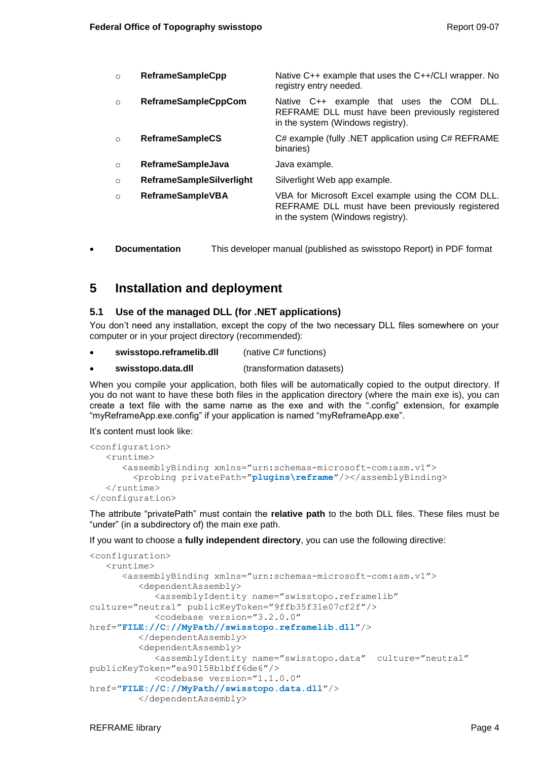- ○ **ReframeSampleCpp** — Native C++ example that uses the C++/CLI wrapper. No registry entry needed.
- ○ **ReframeSampleCppCom** — Native C++ example that uses the COM DLL. REFRAME DLL must have been previously registered in the system (Windows registry).
- ○ **ReframeSampleCS** — C# example (fully .NET application using C# REFRAME binaries)
- ○ **ReframeSampleJava** — Java example.
- ○ **ReframeSampleSilverlight** — Silverlight Web app example.
- ○ **ReframeSampleVBA** — VBA for Microsoft Excel example using the COM DLL. REFRAME DLL must have been previously registered in the system (Windows registry).

- **Documentation** — This developer manual (published as swisstopo Report) in PDF format

# 5 Installation and deployment

## 5.1 Use of the managed DLL (for .NET applications)

You don't need any installation, except the copy of the two necessary DLL files somewhere on your computer or in your project directory (recommended):

- **swisstopo.reframelib.dll** (native C# functions)
- **swisstopo.data.dll** (transformation datasets)

When you compile your application, both files will be automatically copied to the output directory. If you do not want to have these both files in the application directory (where the main exe is), you can create a text file with the same name as the exe and with the ".config" extension, for example "myReframeApp.exe.config" if your application is named "myReframeApp.exe".

It's content must look like:

```
<configuration>
   <runtime>
      <assemblyBinding xmlns="urn:schemas-microsoft-com:asm.v1">
        <probing privatePath="plugins\reframe"/></assemblyBinding>
   </runtime>
</configuration>
```

The attribute "privatePath" must contain the **relative path** to the both DLL files. These files must be "under" (in a subdirectory of) the main exe path.

If you want to choose a **fully independent directory**, you can use the following directive:

```
<configuration>
   <runtime>
      <assemblyBinding xmlns="urn:schemas-microsoft-com:asm.v1">
         <dependentAssembly>
            <assemblyIdentity name="swisstopo.reframelib"
culture="neutral" publicKeyToken="9ffb35f31e07cf2f"/>
            <codebase version="3.2.0.0"
href="FILE://C://MyPath//swisstopo.reframelib.dll"/>
         </dependentAssembly>
         <dependentAssembly>
            <assemblyIdentity name="swisstopo.data"  culture="neutral"
publicKeyToken="ea90158b1bff6de6"/>
            <codebase version="1.1.0.0"
href="FILE://C://MyPath//swisstopo.data.dll"/>
         </dependentAssembly>
```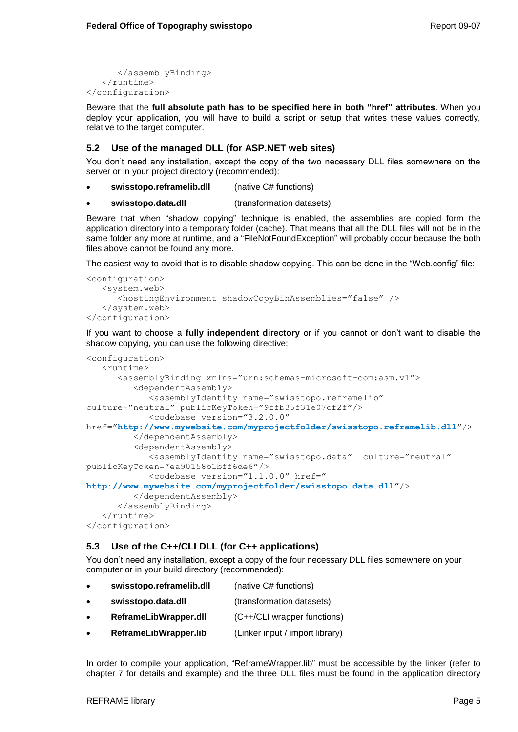```
      </assemblyBinding>
   </runtime>
</configuration>
```

Beware that the **full absolute path has to be specified here in both “href” attributes**. When you deploy your application, you will have to build a script or setup that writes these values correctly, relative to the target computer.

### 5.2 Use of the managed DLL (for ASP.NET web sites)

You don’t need any installation, except the copy of the two necessary DLL files somewhere on the server or in your project directory (recommended):

- **swisstopo.reframelib.dll** (native C# functions)
- **swisstopo.data.dll** (transformation datasets)

Beware that when “shadow copying” technique is enabled, the assemblies are copied form the application directory into a temporary folder (cache). That means that all the DLL files will not be in the same folder any more at runtime, and a “FileNotFoundException” will probably occur because the both files above cannot be found any more.

The easiest way to avoid that is to disable shadow copying. This can be done in the “Web.config” file:

```
<configuration>
   <system.web>
      <hostingEnvironment shadowCopyBinAssemblies=”false” />
   </system.web>
</configuration>
```

If you want to choose a **fully independent directory** or if you cannot or don’t want to disable the shadow copying, you can use the following directive:

```
<configuration>
   <runtime>
      <assemblyBinding xmlns=”urn:schemas-microsoft-com:asm.v1”>
         <dependentAssembly>
            <assemblyIdentity name=”swisstopo.reframelib”
culture=”neutral” publicKeyToken=”9ffb35f31e07cf2f”/>
            <codebase version=”3.2.0.0”
href=”http://www.mywebsite.com/myprojectfolder/swisstopo.reframelib.dll”/>
         </dependentAssembly>
         <dependentAssembly>
            <assemblyIdentity name=”swisstopo.data”  culture=”neutral”
publicKeyToken=”ea90158b1bff6de6”/>
            <codebase version=”1.1.0.0” href=”
http://www.mywebsite.com/myprojectfolder/swisstopo.data.dll”/>
         </dependentAssembly>
      </assemblyBinding>
   </runtime>
</configuration>
```

### 5.3 Use of the C++/CLI DLL (for C++ applications)

You don’t need any installation, except a copy of the four necessary DLL files somewhere on your computer or in your build directory (recommended):

- **swisstopo.reframelib.dll** (native C# functions)
- **swisstopo.data.dll** (transformation datasets)
- **ReframeLibWrapper.dll** (C++/CLI wrapper functions)
- **ReframeLibWrapper.lib** (Linker input / import library)

In order to compile your application, “ReframeWrapper.lib” must be accessible by the linker (refer to chapter 7 for details and example) and the three DLL files must be found in the application directory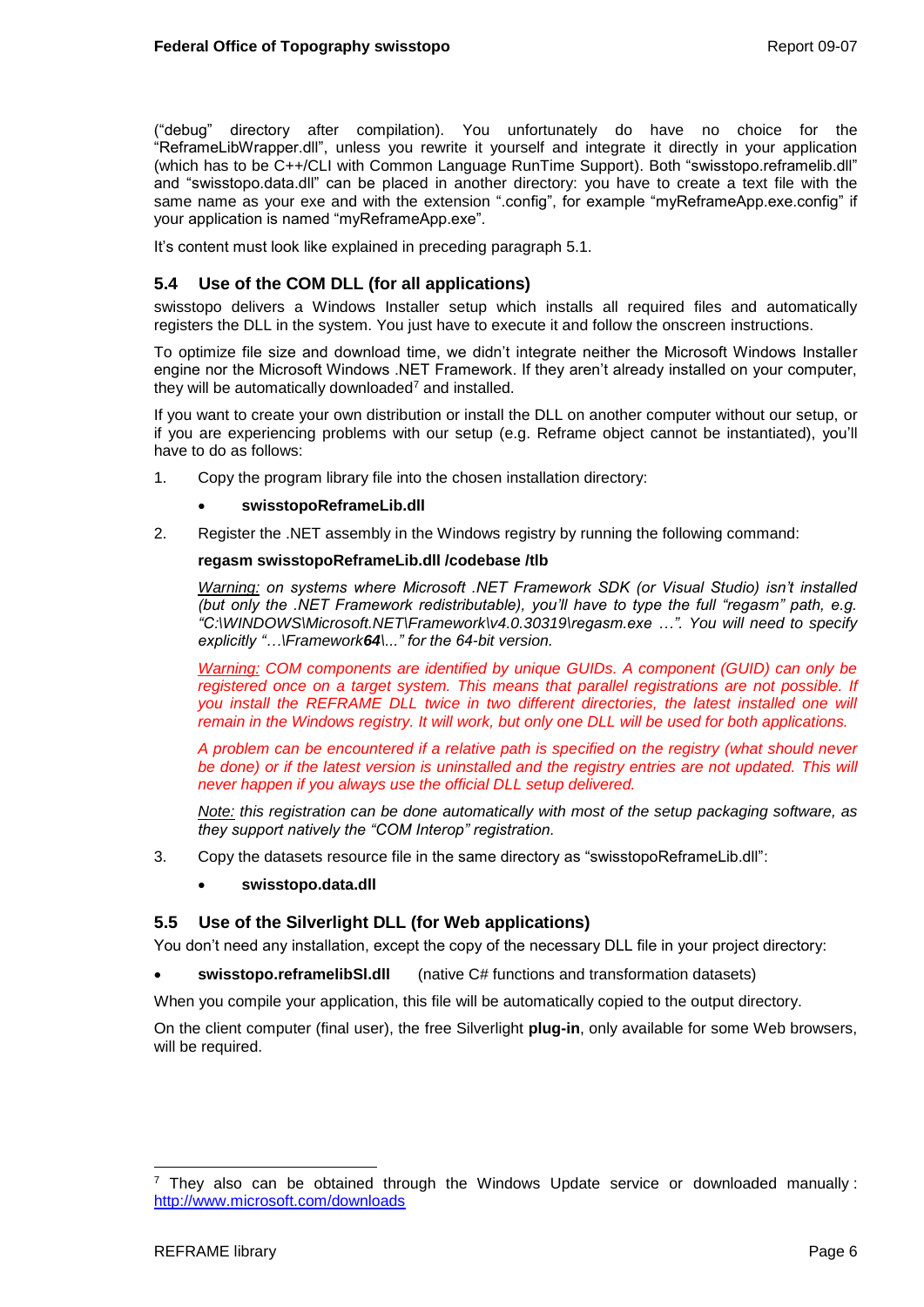("debug" directory after compilation). You unfortunately do have no choice for the "ReframeLibWrapper.dll", unless you rewrite it yourself and integrate it directly in your application (which has to be C++/CLI with Common Language RunTime Support). Both "swisstopo.reframelib.dll" and "swisstopo.data.dll" can be placed in another directory: you have to create a text file with the same name as your exe and with the extension ".config", for example "myReframeApp.exe.config" if your application is named "myReframeApp.exe".

It's content must look like explained in preceding paragraph 5.1.

### 5.4 Use of the COM DLL (for all applications)

swisstopo delivers a Windows Installer setup which installs all required files and automatically registers the DLL in the system. You just have to execute it and follow the onscreen instructions.

To optimize file size and download time, we didn't integrate neither the Microsoft Windows Installer engine nor the Microsoft Windows .NET Framework. If they aren't already installed on your computer, they will be automatically downloaded[7] and installed.

If you want to create your own distribution or install the DLL on another computer without our setup, or if you are experiencing problems with our setup (e.g. Reframe object cannot be instantiated), you'll have to do as follows:

1. Copy the program library file into the chosen installation directory:
   - **swisstopoReframeLib.dll**
2. Register the .NET assembly in the Windows registry by running the following command:

   **regasm swisstopoReframeLib.dll /codebase /tlb**

   *Warning: on systems where Microsoft .NET Framework SDK (or Visual Studio) isn't installed (but only the .NET Framework redistributable), you'll have to type the full "regasm" path, e.g. "C:\WINDOWS\Microsoft.NET\Framework\v4.0.30319\regasm.exe …". You will need to specify explicitly "…\Framework**64**\..." for the 64-bit version.*

   *Warning: COM components are identified by unique GUIDs. A component (GUID) can only be registered once on a target system. This means that parallel registrations are not possible. If you install the REFRAME DLL twice in two different directories, the latest installed one will remain in the Windows registry. It will work, but only one DLL will be used for both applications.*

   *A problem can be encountered if a relative path is specified on the registry (what should never be done) or if the latest version is uninstalled and the registry entries are not updated. This will never happen if you always use the official DLL setup delivered.*

   *Note: this registration can be done automatically with most of the setup packaging software, as they support natively the "COM Interop" registration.*
3. Copy the datasets resource file in the same directory as "swisstopoReframeLib.dll":
   - **swisstopo.data.dll**

### 5.5 Use of the Silverlight DLL (for Web applications)

You don't need any installation, except the copy of the necessary DLL file in your project directory:

- **swisstopo.reframelibSl.dll** (native C# functions and transformation datasets)

When you compile your application, this file will be automatically copied to the output directory.

On the client computer (final user), the free Silverlight **plug-in**, only available for some Web browsers, will be required.

[7] They also can be obtained through the Windows Update service or downloaded manually : http://www.microsoft.com/downloads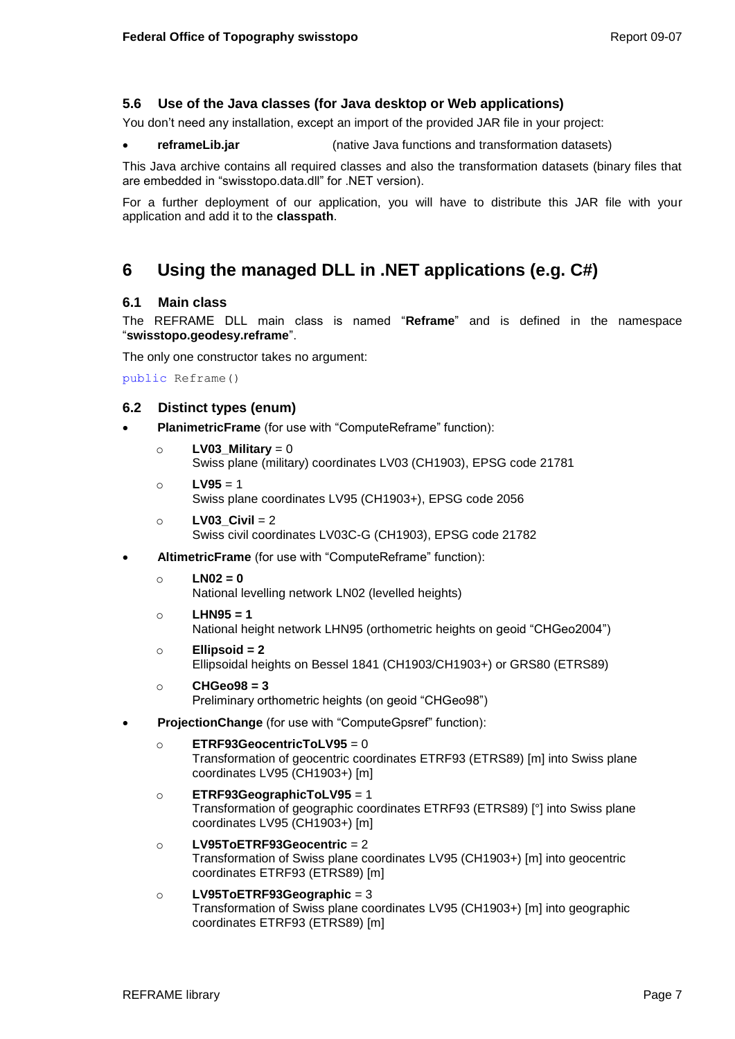### 5.6 Use of the Java classes (for Java desktop or Web applications)

You don't need any installation, except an import of the provided JAR file in your project:

- **reframeLib.jar** (native Java functions and transformation datasets)

This Java archive contains all required classes and also the transformation datasets (binary files that are embedded in "swisstopo.data.dll" for .NET version).

For a further deployment of our application, you will have to distribute this JAR file with your application and add it to the **classpath**.

## 6 Using the managed DLL in .NET applications (e.g. C#)

### 6.1 Main class

The REFRAME DLL main class is named "**Reframe**" and is defined in the namespace "**swisstopo.geodesy.reframe**".

The only one constructor takes no argument:

```
public Reframe()
```

### 6.2 Distinct types (enum)

- **PlanimetricFrame** (for use with "ComputeReframe" function):
  - **LV03_Military** = 0
    Swiss plane (military) coordinates LV03 (CH1903), EPSG code 21781
  - **LV95** = 1
    Swiss plane coordinates LV95 (CH1903+), EPSG code 2056
  - **LV03_Civil** = 2
    Swiss civil coordinates LV03C-G (CH1903), EPSG code 21782
- **AltimetricFrame** (for use with "ComputeReframe" function):
  - **LN02 = 0**
    National levelling network LN02 (levelled heights)
  - **LHN95 = 1**
    National height network LHN95 (orthometric heights on geoid "CHGeo2004")
  - **Ellipsoid = 2**
    Ellipsoidal heights on Bessel 1841 (CH1903/CH1903+) or GRS80 (ETRS89)
  - **CHGeo98 = 3**
    Preliminary orthometric heights (on geoid "CHGeo98")
- **ProjectionChange** (for use with "ComputeGpsref" function):
  - **ETRF93GeocentricToLV95** = 0
    Transformation of geocentric coordinates ETRF93 (ETRS89) [m] into Swiss plane coordinates LV95 (CH1903+) [m]
  - **ETRF93GeographicToLV95** = 1
    Transformation of geographic coordinates ETRF93 (ETRS89) [°] into Swiss plane coordinates LV95 (CH1903+) [m]
  - **LV95ToETRF93Geocentric** = 2
    Transformation of Swiss plane coordinates LV95 (CH1903+) [m] into geocentric coordinates ETRF93 (ETRS89) [m]
  - **LV95ToETRF93Geographic** = 3
    Transformation of Swiss plane coordinates LV95 (CH1903+) [m] into geographic coordinates ETRF93 (ETRS89) [m]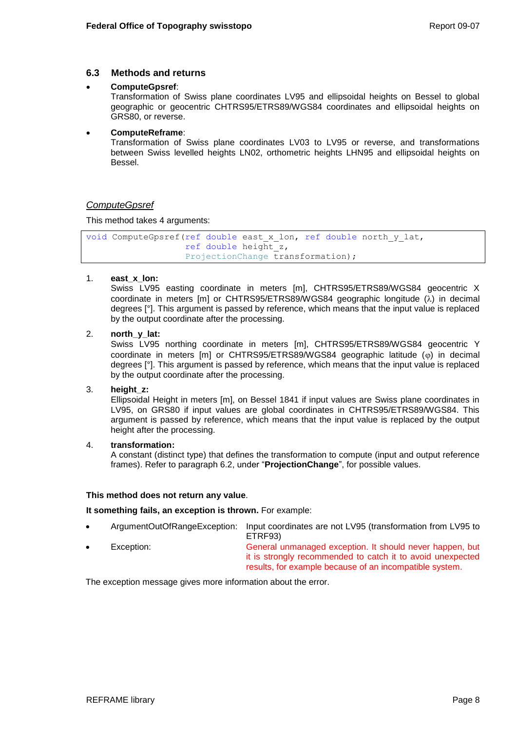## 6.3 Methods and returns

- **ComputeGpsref**:
  Transformation of Swiss plane coordinates LV95 and ellipsoidal heights on Bessel to global geographic or geocentric CHTRS95/ETRS89/WGS84 coordinates and ellipsoidal heights on GRS80, or reverse.
- **ComputeReframe**:
  Transformation of Swiss plane coordinates LV03 to LV95 or reverse, and transformations between Swiss levelled heights LN02, orthometric heights LHN95 and ellipsoidal heights on Bessel.

### *ComputeGpsref*

This method takes 4 arguments:

```
void ComputeGpsref(ref double east_x_lon, ref double north_y_lat,
                   ref double height_z,
                   ProjectionChange transformation);
```

1. **east_x_lon:**
   Swiss LV95 easting coordinate in meters [m], CHTRS95/ETRS89/WGS84 geocentric X coordinate in meters [m] or CHTRS95/ETRS89/WGS84 geographic longitude (λ) in decimal degrees [°]. This argument is passed by reference, which means that the input value is replaced by the output coordinate after the processing.
2. **north_y_lat:**
   Swiss LV95 northing coordinate in meters [m], CHTRS95/ETRS89/WGS84 geocentric Y coordinate in meters [m] or CHTRS95/ETRS89/WGS84 geographic latitude (φ) in decimal degrees [°]. This argument is passed by reference, which means that the input value is replaced by the output coordinate after the processing.
3. **height_z:**
   Ellipsoidal Height in meters [m], on Bessel 1841 if input values are Swiss plane coordinates in LV95, on GRS80 if input values are global coordinates in CHTRS95/ETRS89/WGS84. This argument is passed by reference, which means that the input value is replaced by the output height after the processing.
4. **transformation:**
   A constant (distinct type) that defines the transformation to compute (input and output reference frames). Refer to paragraph 6.2, under "**ProjectionChange**", for possible values.

**This method does not return any value**.

**It something fails, an exception is thrown.** For example:

- ArgumentOutOfRangeException: Input coordinates are not LV95 (transformation from LV95 to ETRF93)
- Exception: General unmanaged exception. It should never happen, but it is strongly recommended to catch it to avoid unexpected results, for example because of an incompatible system.

The exception message gives more information about the error.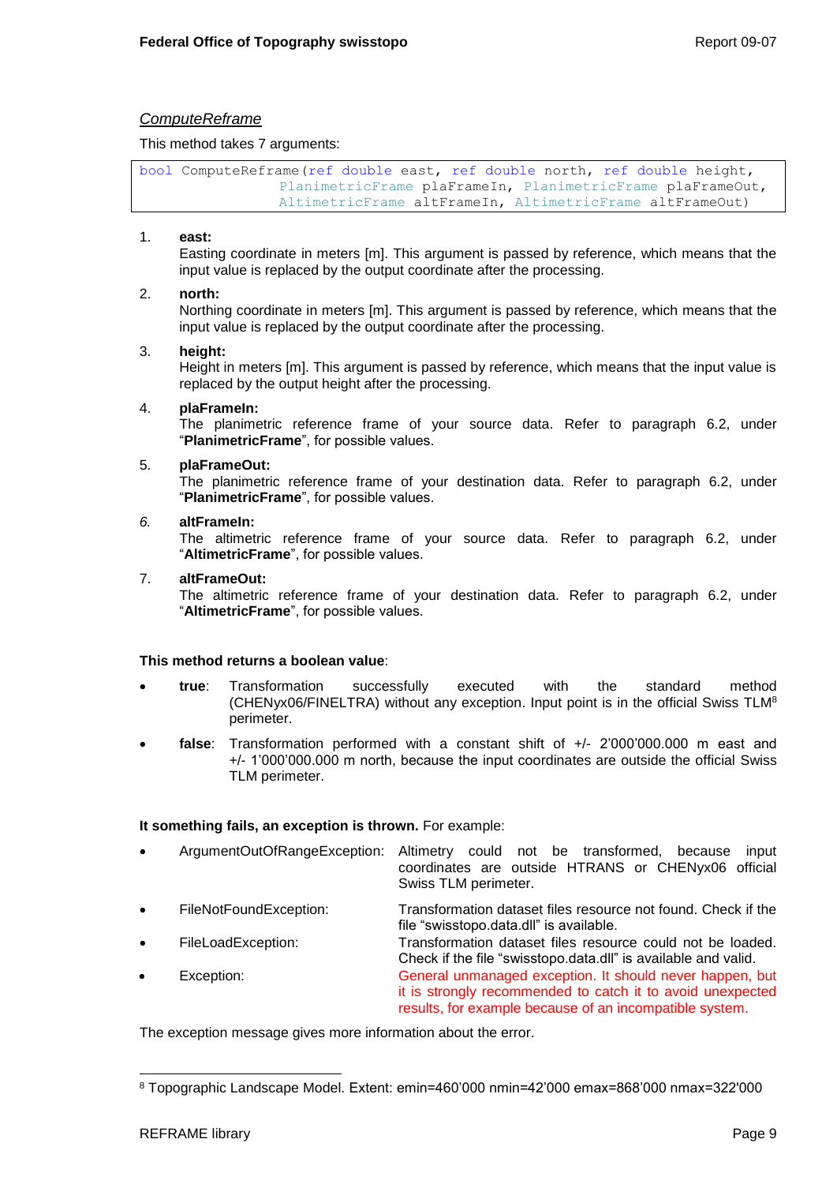*ComputeReframe*

This method takes 7 arguments:

```
bool ComputeReframe(ref double east, ref double north, ref double height,
                PlanimetricFrame plaFrameIn, PlanimetricFrame plaFrameOut,
                AltimetricFrame altFrameIn, AltimetricFrame altFrameOut)
```

1. **east:**
   Easting coordinate in meters [m]. This argument is passed by reference, which means that the input value is replaced by the output coordinate after the processing.

2. **north:**
   Northing coordinate in meters [m]. This argument is passed by reference, which means that the input value is replaced by the output coordinate after the processing.

3. **height:**
   Height in meters [m]. This argument is passed by reference, which means that the input value is replaced by the output height after the processing.

4. **plaFrameIn:**
   The planimetric reference frame of your source data. Refer to paragraph 6.2, under "**PlanimetricFrame**", for possible values.

5. **plaFrameOut:**
   The planimetric reference frame of your destination data. Refer to paragraph 6.2, under "**PlanimetricFrame**", for possible values.

6. **altFrameIn:**
   The altimetric reference frame of your source data. Refer to paragraph 6.2, under "**AltimetricFrame**", for possible values.

7. **altFrameOut:**
   The altimetric reference frame of your destination data. Refer to paragraph 6.2, under "**AltimetricFrame**", for possible values.

**This method returns a boolean value**:

- **true**: Transformation successfully executed with the standard method (CHENyx06/FINELTRA) without any exception. Input point is in the official Swiss TLM[8] perimeter.
- **false**: Transformation performed with a constant shift of +/- 2'000'000.000 m east and +/- 1'000'000.000 m north, because the input coordinates are outside the official Swiss TLM perimeter.

**It something fails, an exception is thrown.** For example:

- ArgumentOutOfRangeException: Altimetry could not be transformed, because input coordinates are outside HTRANS or CHENyx06 official Swiss TLM perimeter.
- FileNotFoundException: Transformation dataset files resource not found. Check if the file "swisstopo.data.dll" is available.
- FileLoadException: Transformation dataset files resource could not be loaded. Check if the file "swisstopo.data.dll" is available and valid.
- Exception: General unmanaged exception. It should never happen, but it is strongly recommended to catch it to avoid unexpected results, for example because of an incompatible system.

The exception message gives more information about the error.

[8] Topographic Landscape Model. Extent: emin=460'000 nmin=42'000 emax=868'000 nmax=322'000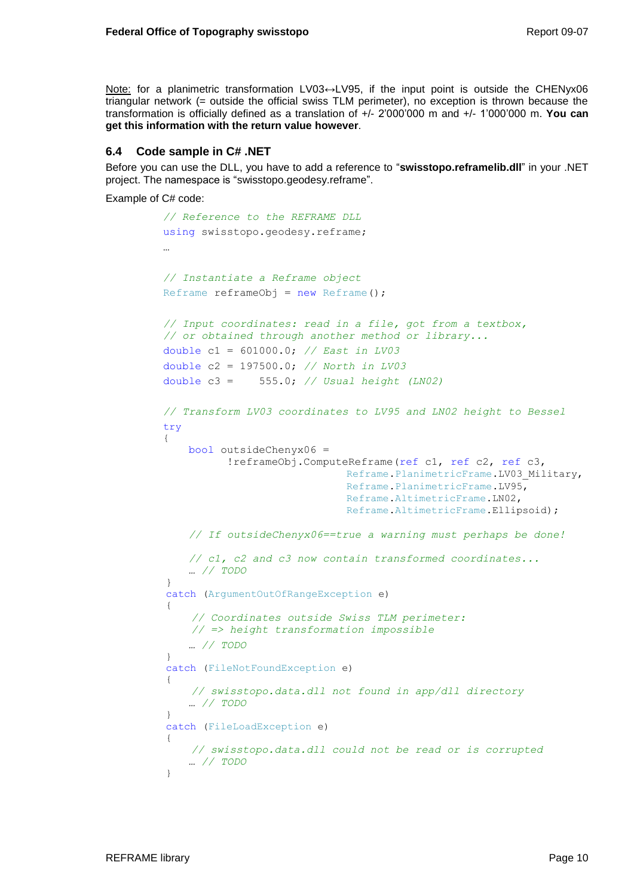Note: for a planimetric transformation LV03↔LV95, if the input point is outside the CHENyx06 triangular network (= outside the official swiss TLM perimeter), no exception is thrown because the transformation is officially defined as a translation of +/- 2'000'000 m and +/- 1'000'000 m. **You can get this information with the return value however**.

### 6.4 Code sample in C# .NET

Before you can use the DLL, you have to add a reference to "**swisstopo.reframelib.dll**" in your .NET project. The namespace is "swisstopo.geodesy.reframe".

Example of C# code:

```
// Reference to the REFRAME DLL
using swisstopo.geodesy.reframe;
…

// Instantiate a Reframe object
Reframe reframeObj = new Reframe();

// Input coordinates: read in a file, got from a textbox,
// or obtained through another method or library...
double c1 = 601000.0; // East in LV03
double c2 = 197500.0; // North in LV03
double c3 =    555.0; // Usual height (LN02)

// Transform LV03 coordinates to LV95 and LN02 height to Bessel
try
{
    bool outsideChenyx06 =
          !reframeObj.ComputeReframe(ref c1, ref c2, ref c3,
                              Reframe.PlanimetricFrame.LV03_Military,
                              Reframe.PlanimetricFrame.LV95,
                              Reframe.AltimetricFrame.LN02,
                              Reframe.AltimetricFrame.Ellipsoid);

    // If outsideChenyx06==true a warning must perhaps be done!

    // c1, c2 and c3 now contain transformed coordinates...
    … // TODO
}
catch (ArgumentOutOfRangeException e)
{
    // Coordinates outside Swiss TLM perimeter:
    // => height transformation impossible
    … // TODO
}
catch (FileNotFoundException e)
{
    // swisstopo.data.dll not found in app/dll directory
    … // TODO
}
catch (FileLoadException e)
{
    // swisstopo.data.dll could not be read or is corrupted
    … // TODO
}
```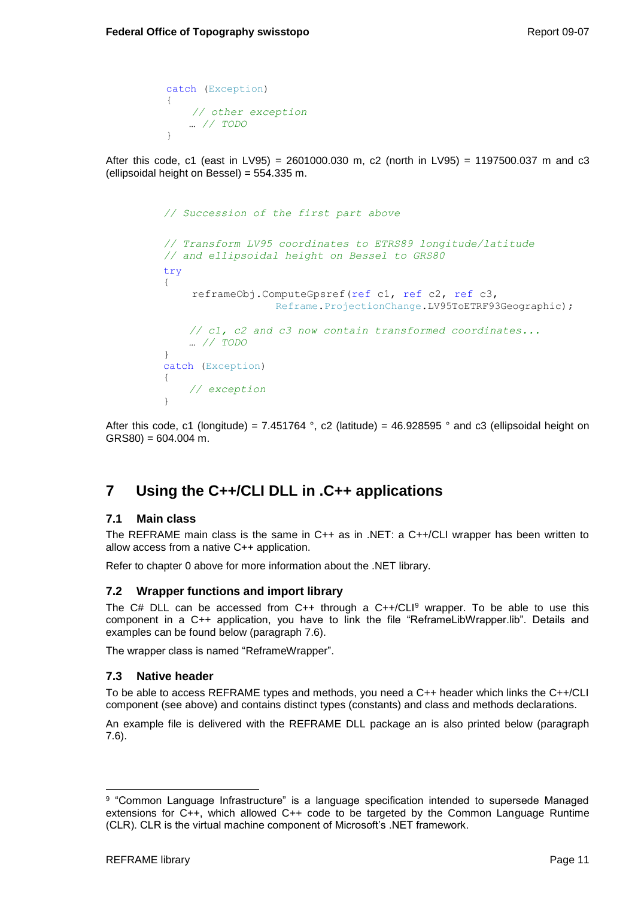```
catch (Exception)
{
    // other exception
    … // TODO
}
```

After this code, c1 (east in LV95) = 2601000.030 m, c2 (north in LV95) = 1197500.037 m and c3 (ellipsoidal height on Bessel) = 554.335 m.

```
// Succession of the first part above

// Transform LV95 coordinates to ETRS89 longitude/latitude
// and ellipsoidal height on Bessel to GRS80
try
{
    reframeObj.ComputeGpsref(ref c1, ref c2, ref c3,
                    Reframe.ProjectionChange.LV95ToETRF93Geographic);

    // c1, c2 and c3 now contain transformed coordinates...
    … // TODO
}
catch (Exception)
{
    // exception
}
```

After this code, c1 (longitude) = 7.451764 °, c2 (latitude) = 46.928595 ° and c3 (ellipsoidal height on GRS80) = 604.004 m.

# 7 Using the C++/CLI DLL in .C++ applications

## 7.1 Main class

The REFRAME main class is the same in C++ as in .NET: a C++/CLI wrapper has been written to allow access from a native C++ application.

Refer to chapter 0 above for more information about the .NET library.

## 7.2 Wrapper functions and import library

The C# DLL can be accessed from C++ through a C++/CLI[9] wrapper. To be able to use this component in a C++ application, you have to link the file “ReframeLibWrapper.lib”. Details and examples can be found below (paragraph 7.6).

The wrapper class is named “ReframeWrapper”.

## 7.3 Native header

To be able to access REFRAME types and methods, you need a C++ header which links the C++/CLI component (see above) and contains distinct types (constants) and class and methods declarations.

An example file is delivered with the REFRAME DLL package an is also printed below (paragraph 7.6).

---

[9] “Common Language Infrastructure” is a language specification intended to supersede Managed extensions for C++, which allowed C++ code to be targeted by the Common Language Runtime (CLR). CLR is the virtual machine component of Microsoft’s .NET framework.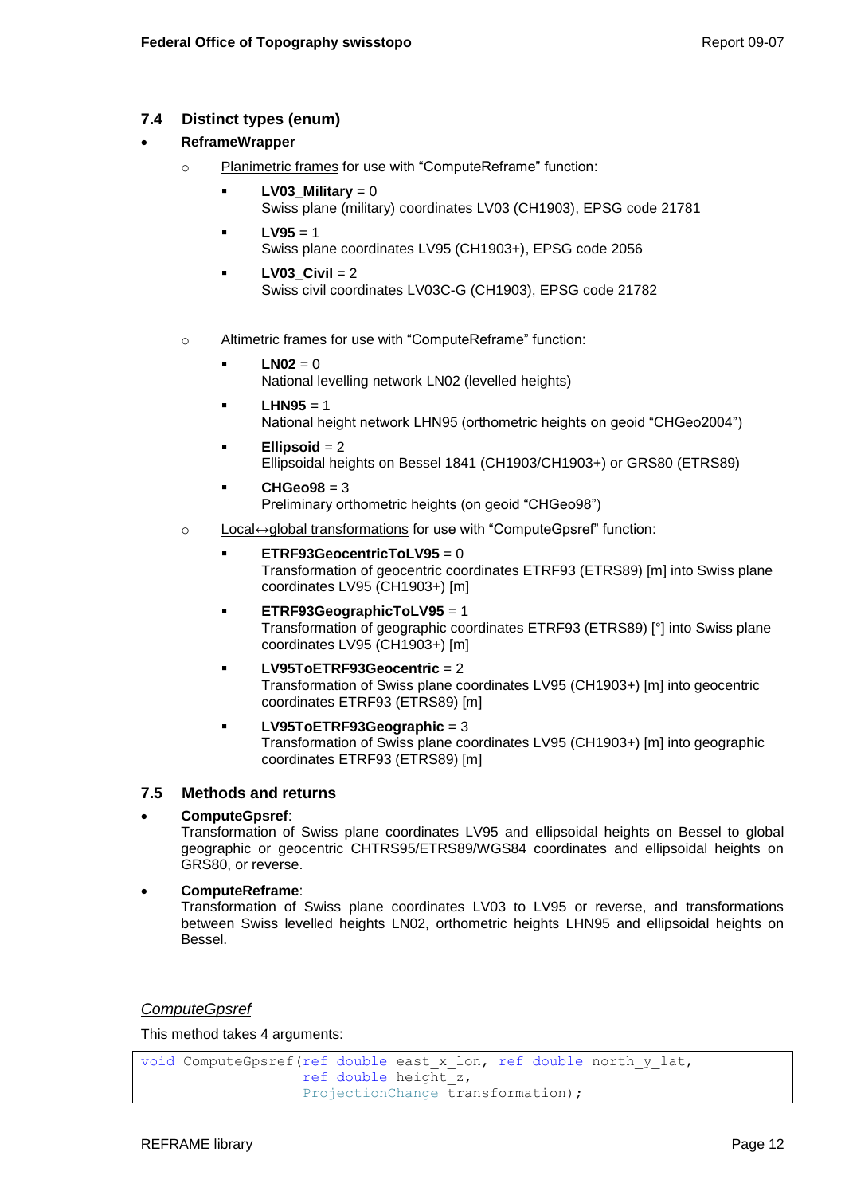## 7.4 Distinct types (enum)

- **ReframeWrapper**
  - Planimetric frames for use with "ComputeReframe" function:
    - **LV03_Military** = 0
      Swiss plane (military) coordinates LV03 (CH1903), EPSG code 21781
    - **LV95** = 1
      Swiss plane coordinates LV95 (CH1903+), EPSG code 2056
    - **LV03_Civil** = 2
      Swiss civil coordinates LV03C-G (CH1903), EPSG code 21782
  - Altimetric frames for use with "ComputeReframe" function:
    - **LN02** = 0
      National levelling network LN02 (levelled heights)
    - **LHN95** = 1
      National height network LHN95 (orthometric heights on geoid "CHGeo2004")
    - **Ellipsoid** = 2
      Ellipsoidal heights on Bessel 1841 (CH1903/CH1903+) or GRS80 (ETRS89)
    - **CHGeo98** = 3
      Preliminary orthometric heights (on geoid "CHGeo98")
  - Local↔global transformations for use with "ComputeGpsref" function:
    - **ETRF93GeocentricToLV95** = 0
      Transformation of geocentric coordinates ETRF93 (ETRS89) [m] into Swiss plane coordinates LV95 (CH1903+) [m]
    - **ETRF93GeographicToLV95** = 1
      Transformation of geographic coordinates ETRF93 (ETRS89) [°] into Swiss plane coordinates LV95 (CH1903+) [m]
    - **LV95ToETRF93Geocentric** = 2
      Transformation of Swiss plane coordinates LV95 (CH1903+) [m] into geocentric coordinates ETRF93 (ETRS89) [m]
    - **LV95ToETRF93Geographic** = 3
      Transformation of Swiss plane coordinates LV95 (CH1903+) [m] into geographic coordinates ETRF93 (ETRS89) [m]

## 7.5 Methods and returns

- **ComputeGpsref**:
  Transformation of Swiss plane coordinates LV95 and ellipsoidal heights on Bessel to global geographic or geocentric CHTRS95/ETRS89/WGS84 coordinates and ellipsoidal heights on GRS80, or reverse.
- **ComputeReframe**:
  Transformation of Swiss plane coordinates LV03 to LV95 or reverse, and transformations between Swiss levelled heights LN02, orthometric heights LHN95 and ellipsoidal heights on Bessel.

*ComputeGpsref*

This method takes 4 arguments:

```
void ComputeGpsref(ref double east_x_lon, ref double north_y_lat,
                   ref double height_z,
                   ProjectionChange transformation);
```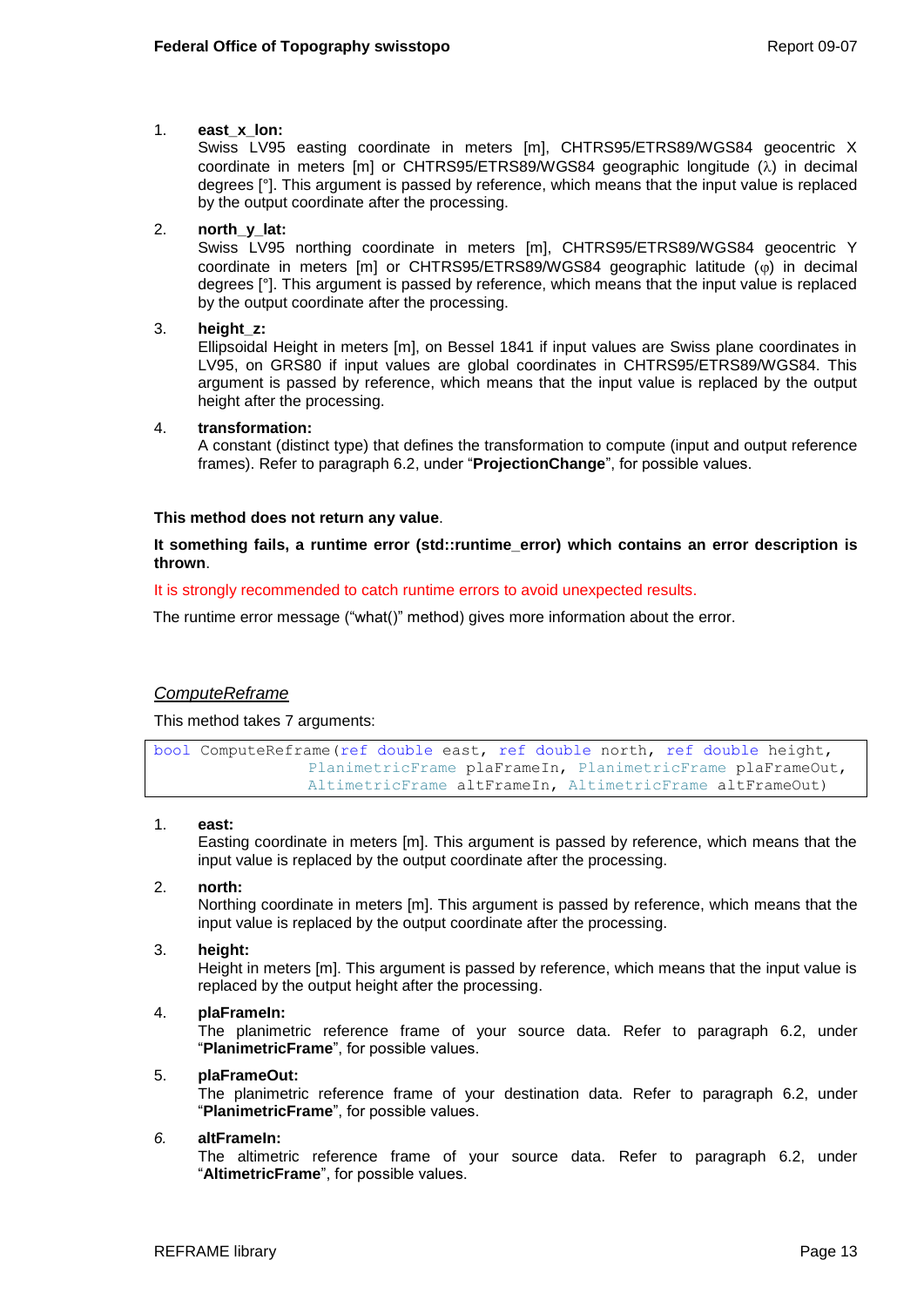1. **east_x_lon:**
   Swiss LV95 easting coordinate in meters [m], CHTRS95/ETRS89/WGS84 geocentric X coordinate in meters [m] or CHTRS95/ETRS89/WGS84 geographic longitude (λ) in decimal degrees [°]. This argument is passed by reference, which means that the input value is replaced by the output coordinate after the processing.

2. **north_y_lat:**
   Swiss LV95 northing coordinate in meters [m], CHTRS95/ETRS89/WGS84 geocentric Y coordinate in meters [m] or CHTRS95/ETRS89/WGS84 geographic latitude (φ) in decimal degrees [°]. This argument is passed by reference, which means that the input value is replaced by the output coordinate after the processing.

3. **height_z:**
   Ellipsoidal Height in meters [m], on Bessel 1841 if input values are Swiss plane coordinates in LV95, on GRS80 if input values are global coordinates in CHTRS95/ETRS89/WGS84. This argument is passed by reference, which means that the input value is replaced by the output height after the processing.

4. **transformation:**
   A constant (distinct type) that defines the transformation to compute (input and output reference frames). Refer to paragraph 6.2, under "**ProjectionChange**", for possible values.

**This method does not return any value**.

**It something fails, a runtime error (std::runtime_error) which contains an error description is thrown**.

It is strongly recommended to catch runtime errors to avoid unexpected results.

The runtime error message ("what()" method) gives more information about the error.

### *ComputeReframe*

This method takes 7 arguments:

```
bool ComputeReframe(ref double east, ref double north, ref double height,
                PlanimetricFrame plaFrameIn, PlanimetricFrame plaFrameOut,
                AltimetricFrame altFrameIn, AltimetricFrame altFrameOut)
```

1. **east:**
   Easting coordinate in meters [m]. This argument is passed by reference, which means that the input value is replaced by the output coordinate after the processing.

2. **north:**
   Northing coordinate in meters [m]. This argument is passed by reference, which means that the input value is replaced by the output coordinate after the processing.

3. **height:**
   Height in meters [m]. This argument is passed by reference, which means that the input value is replaced by the output height after the processing.

4. **plaFrameIn:**
   The planimetric reference frame of your source data. Refer to paragraph 6.2, under "**PlanimetricFrame**", for possible values.

5. **plaFrameOut:**
   The planimetric reference frame of your destination data. Refer to paragraph 6.2, under "**PlanimetricFrame**", for possible values.

6. **altFrameIn:**
   The altimetric reference frame of your source data. Refer to paragraph 6.2, under "**AltimetricFrame**", for possible values.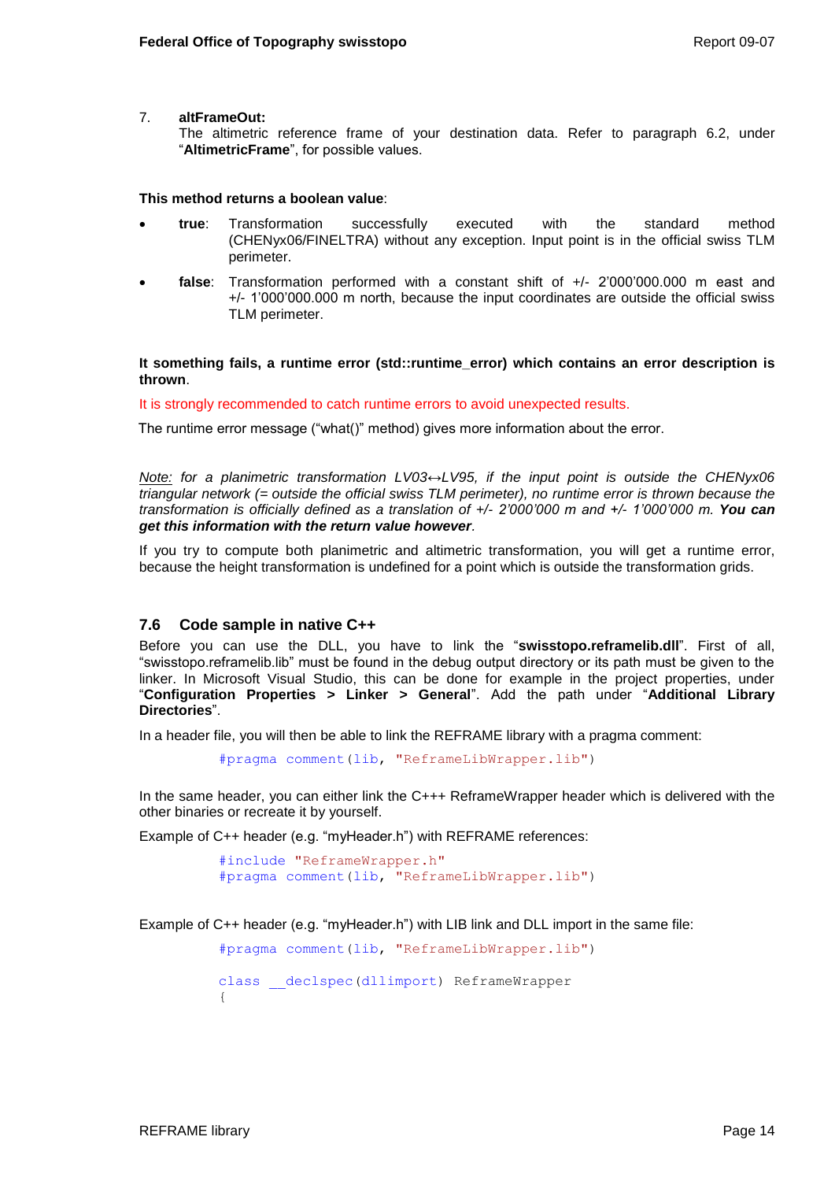7. **altFrameOut:**
   The altimetric reference frame of your destination data. Refer to paragraph 6.2, under "**AltimetricFrame**", for possible values.

**This method returns a boolean value**:

- **true**: Transformation successfully executed with the standard method (CHENyx06/FINELTRA) without any exception. Input point is in the official swiss TLM perimeter.
- **false**: Transformation performed with a constant shift of +/- 2'000'000.000 m east and +/- 1'000'000.000 m north, because the input coordinates are outside the official swiss TLM perimeter.

**It something fails, a runtime error (std::runtime_error) which contains an error description is thrown**.

It is strongly recommended to catch runtime errors to avoid unexpected results.

The runtime error message ("what()" method) gives more information about the error.

*Note: for a planimetric transformation LV03↔LV95, if the input point is outside the CHENyx06 triangular network (= outside the official swiss TLM perimeter), no runtime error is thrown because the transformation is officially defined as a translation of +/- 2'000'000 m and +/- 1'000'000 m.* ***You can get this information with the return value however****.*

If you try to compute both planimetric and altimetric transformation, you will get a runtime error, because the height transformation is undefined for a point which is outside the transformation grids.

## 7.6 Code sample in native C++

Before you can use the DLL, you have to link the "**swisstopo.reframelib.dll**". First of all, "swisstopo.reframelib.lib" must be found in the debug output directory or its path must be given to the linker. In Microsoft Visual Studio, this can be done for example in the project properties, under "**Configuration Properties > Linker > General**". Add the path under "**Additional Library Directories**".

In a header file, you will then be able to link the REFRAME library with a pragma comment:

```
#pragma comment(lib, "RefraneLibWrapper.lib")
```

In the same header, you can either link the C+++ ReframeWrapper header which is delivered with the other binaries or recreate it by yourself.

Example of C++ header (e.g. "myHeader.h") with REFRAME references:

```
#include "ReframeWrapper.h"
#pragma comment(lib, "ReframeLibWrapper.lib")
```

Example of C++ header (e.g. "myHeader.h") with LIB link and DLL import in the same file:

```
#pragma comment(lib, "ReframeLibWrapper.lib")

class __declspec(dllimport) ReframeWrapper
{
```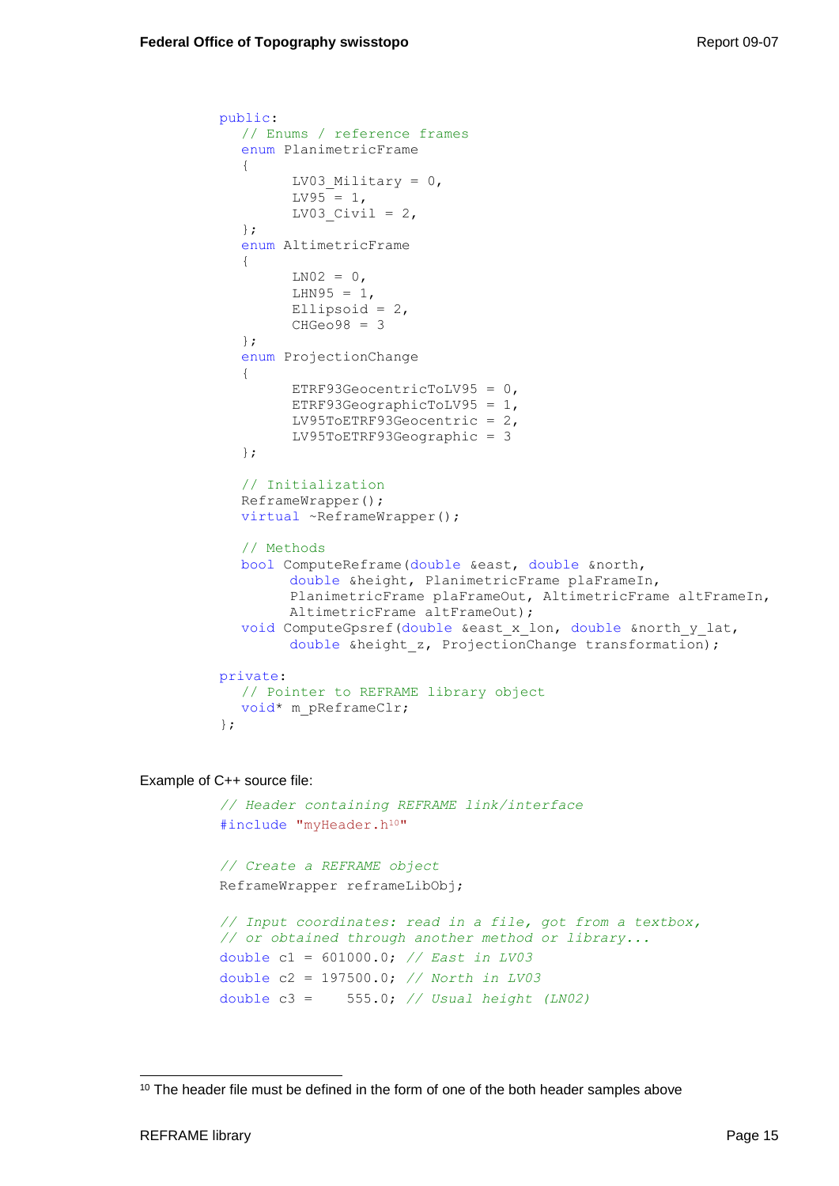```
public:
   // Enums / reference frames
   enum PlanimetricFrame
   {
         LV03_Military = 0,
         LV95 = 1,
         LV03_Civil = 2,
   };
   enum AltimetricFrame
   {
         LN02 = 0,
         LHN95 = 1,
         Ellipsoid = 2,
         CHGeo98 = 3
   };
   enum ProjectionChange
   {
         ETRF93GeocentricToLV95 = 0,
         ETRF93GeographicToLV95 = 1,
         LV95ToETRF93Geocentric = 2,
         LV95ToETRF93Geographic = 3
   };

   // Initialization
   ReframeWrapper();
   virtual ~ReframeWrapper();

   // Methods
   bool ComputeReframe(double &east, double &north,
         double &height, PlanimetricFrame plaFrameIn,
         PlanimetricFrame plaFrameOut, AltimetricFrame altFrameIn,
         AltimetricFrame altFrameOut);
   void ComputeGpsref(double &east_x_lon, double &north_y_lat,
         double &height_z, ProjectionChange transformation);

private:
   // Pointer to REFRAME library object
   void* m_pReframeClr;
};
```

Example of C++ source file:

```
// Header containing REFRAME link/interface
#include "myHeader.h[10]"

// Create a REFRAME object
ReframeWrapper reframeLibObj;

// Input coordinates: read in a file, got from a textbox,
// or obtained through another method or library...
double c1 = 601000.0; // East in LV03
double c2 = 197500.0; // North in LV03
double c3 =    555.0; // Usual height (LN02)
```

[10] The header file must be defined in the form of one of the both header samples above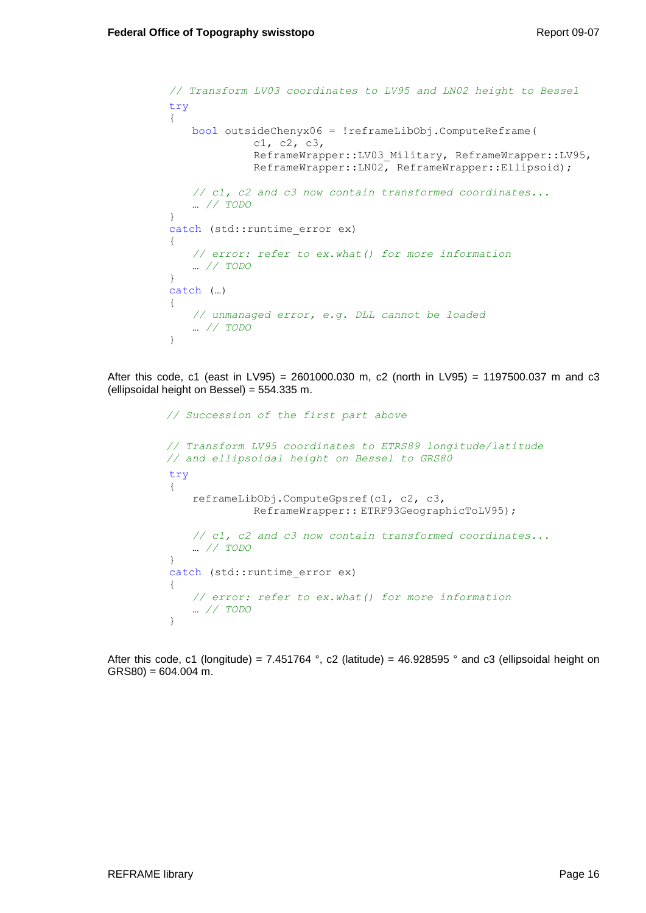```
// Transform LV03 coordinates to LV95 and LN02 height to Bessel
try
{
    bool outsideChenyx06 = !reframeLibObj.ComputeReframe(
             c1, c2, c3,
             ReframeWrapper::LV03_Military, ReframeWrapper::LV95,
             ReframeWrapper::LN02, ReframeWrapper::Ellipsoid);

    // c1, c2 and c3 now contain transformed coordinates...
    … // TODO
}
catch (std::runtime_error ex)
{
    // error: refer to ex.what() for more information
    … // TODO
}
catch (…)
{
    // unmanaged error, e.g. DLL cannot be loaded
    … // TODO
}
```

After this code, c1 (east in LV95) = 2601000.030 m, c2 (north in LV95) = 1197500.037 m and c3 (ellipsoidal height on Bessel) = 554.335 m.

```
// Succession of the first part above

// Transform LV95 coordinates to ETRS89 longitude/latitude
// and ellipsoidal height on Bessel to GRS80
try
{
    reframeLibObj.ComputeGpsref(c1, c2, c3,
             ReframeWrapper:: ETRF93GeographicToLV95);

    // c1, c2 and c3 now contain transformed coordinates...
    … // TODO
}
catch (std::runtime_error ex)
{
    // error: refer to ex.what() for more information
    … // TODO
}
```

After this code, c1 (longitude) = 7.451764 °, c2 (latitude) = 46.928595 ° and c3 (ellipsoidal height on GRS80) = 604.004 m.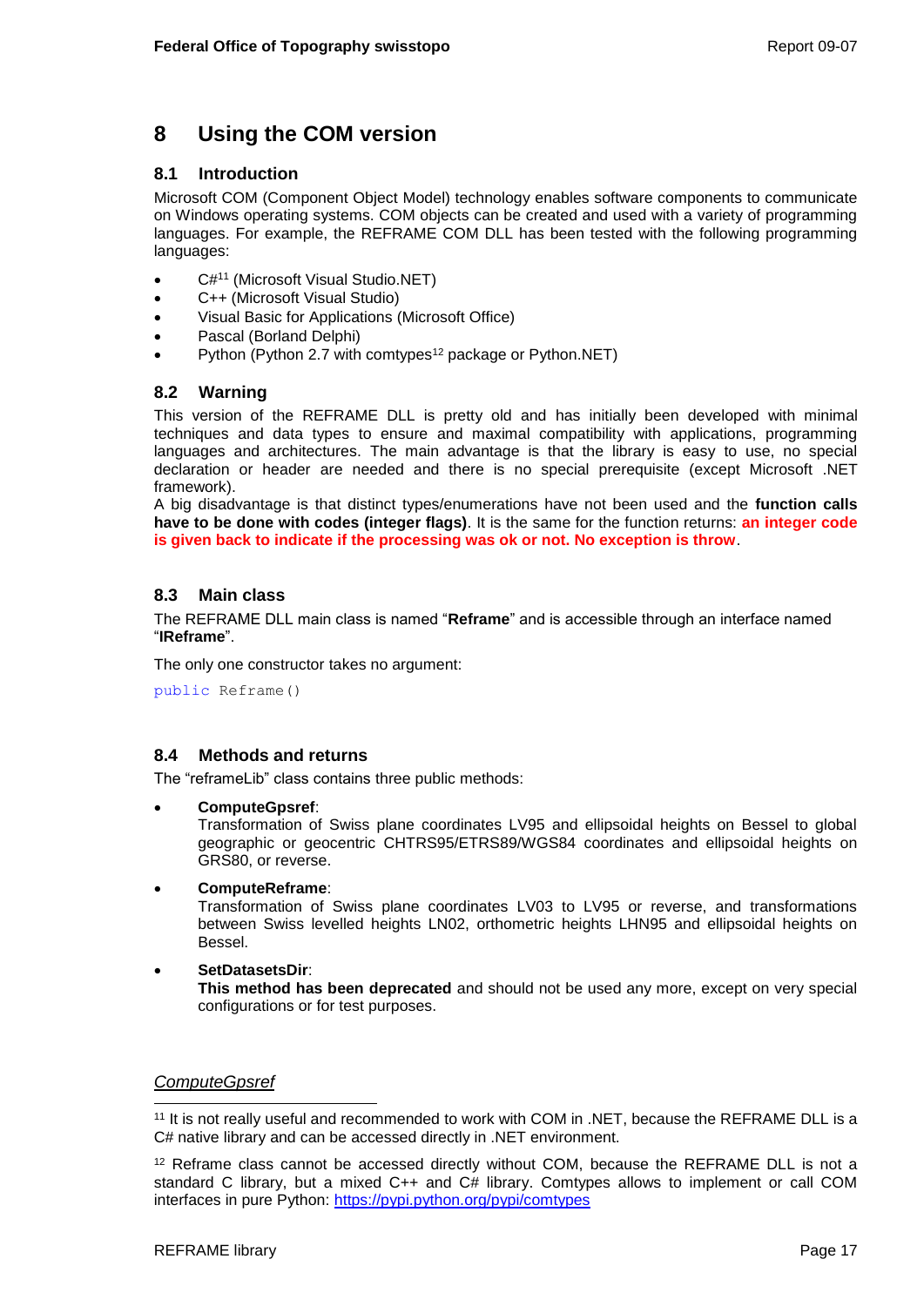# 8 Using the COM version

## 8.1 Introduction

Microsoft COM (Component Object Model) technology enables software components to communicate on Windows operating systems. COM objects can be created and used with a variety of programming languages. For example, the REFRAME COM DLL has been tested with the following programming languages:

- C#[11] (Microsoft Visual Studio.NET)
- C++ (Microsoft Visual Studio)
- Visual Basic for Applications (Microsoft Office)
- Pascal (Borland Delphi)
- Python (Python 2.7 with comtypes[12] package or Python.NET)

## 8.2 Warning

This version of the REFRAME DLL is pretty old and has initially been developed with minimal techniques and data types to ensure and maximal compatibility with applications, programming languages and architectures. The main advantage is that the library is easy to use, no special declaration or header are needed and there is no special prerequisite (except Microsoft .NET framework).

A big disadvantage is that distinct types/enumerations have not been used and the **function calls have to be done with codes (integer flags)**. It is the same for the function returns: **an integer code is given back to indicate if the processing was ok or not. No exception is throw**.

## 8.3 Main class

The REFRAME DLL main class is named "**Reframe**" and is accessible through an interface named "**IReframe**".

The only one constructor takes no argument:

```
public Reframe()
```

## 8.4 Methods and returns

The "reframeLib" class contains three public methods:

- **ComputeGpsref**:
  Transformation of Swiss plane coordinates LV95 and ellipsoidal heights on Bessel to global geographic or geocentric CHTRS95/ETRS89/WGS84 coordinates and ellipsoidal heights on GRS80, or reverse.

- **ComputeReframe**:
  Transformation of Swiss plane coordinates LV03 to LV95 or reverse, and transformations between Swiss levelled heights LN02, orthometric heights LHN95 and ellipsoidal heights on Bessel.

- **SetDatasetsDir**:
  **This method has been deprecated** and should not be used any more, except on very special configurations or for test purposes.

*ComputeGpsref*

[11] It is not really useful and recommended to work with COM in .NET, because the REFRAME DLL is a C# native library and can be accessed directly in .NET environment.

[12] Reframe class cannot be accessed directly without COM, because the REFRAME DLL is not a standard C library, but a mixed C++ and C# library. Comtypes allows to implement or call COM interfaces in pure Python: https://pypi.python.org/pypi/comtypes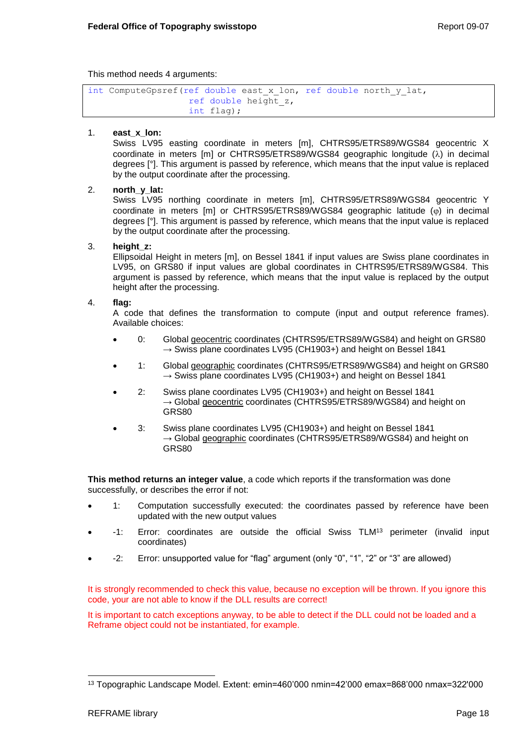This method needs 4 arguments:

```
int ComputeGpsref(ref double east_x_lon, ref double north_y_lat,
                  ref double height_z,
                  int flag);
```

1. **east_x_lon:**
   Swiss LV95 easting coordinate in meters [m], CHTRS95/ETRS89/WGS84 geocentric X coordinate in meters [m] or CHTRS95/ETRS89/WGS84 geographic longitude (λ) in decimal degrees [°]. This argument is passed by reference, which means that the input value is replaced by the output coordinate after the processing.

2. **north_y_lat:**
   Swiss LV95 northing coordinate in meters [m], CHTRS95/ETRS89/WGS84 geocentric Y coordinate in meters [m] or CHTRS95/ETRS89/WGS84 geographic latitude (φ) in decimal degrees [°]. This argument is passed by reference, which means that the input value is replaced by the output coordinate after the processing.

3. **height_z:**
   Ellipsoidal Height in meters [m], on Bessel 1841 if input values are Swiss plane coordinates in LV95, on GRS80 if input values are global coordinates in CHTRS95/ETRS89/WGS84. This argument is passed by reference, which means that the input value is replaced by the output height after the processing.

4. **flag:**
   A code that defines the transformation to compute (input and output reference frames). Available choices:

   - 0: Global geocentric coordinates (CHTRS95/ETRS89/WGS84) and height on GRS80 → Swiss plane coordinates LV95 (CH1903+) and height on Bessel 1841
   - 1: Global geographic coordinates (CHTRS95/ETRS89/WGS84) and height on GRS80 → Swiss plane coordinates LV95 (CH1903+) and height on Bessel 1841
   - 2: Swiss plane coordinates LV95 (CH1903+) and height on Bessel 1841 → Global geocentric coordinates (CHTRS95/ETRS89/WGS84) and height on GRS80
   - 3: Swiss plane coordinates LV95 (CH1903+) and height on Bessel 1841 → Global geographic coordinates (CHTRS95/ETRS89/WGS84) and height on GRS80

**This method returns an integer value**, a code which reports if the transformation was done successfully, or describes the error if not:

- 1: Computation successfully executed: the coordinates passed by reference have been updated with the new output values
- -1: Error: coordinates are outside the official Swiss TLM[13] perimeter (invalid input coordinates)
- -2: Error: unsupported value for "flag" argument (only "0", "1", "2" or "3" are allowed)

It is strongly recommended to check this value, because no exception will be thrown. If you ignore this code, your are not able to know if the DLL results are correct!

It is important to catch exceptions anyway, to be able to detect if the DLL could not be loaded and a Reframe object could not be instantiated, for example.

[13] Topographic Landscape Model. Extent: emin=460'000 nmin=42'000 emax=868'000 nmax=322'000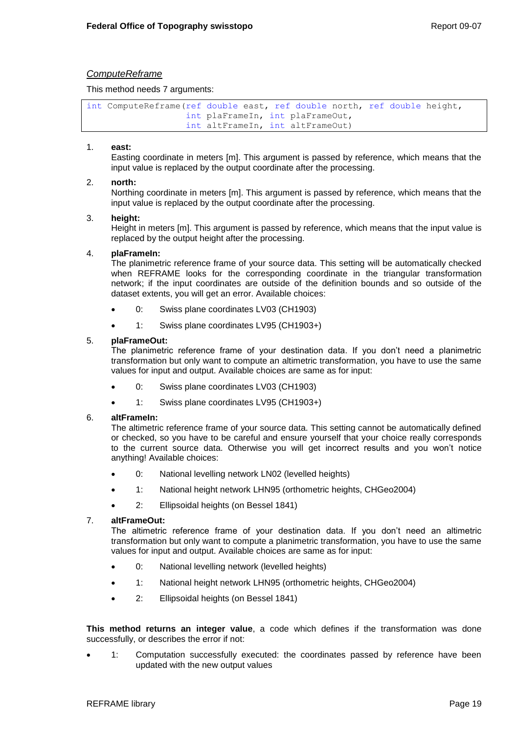*ComputeReframe*

This method needs 7 arguments:

```
int ComputeReframe(ref double east, ref double north, ref double height,
                   int plaFrameIn, int plaFrameOut,
                   int altFrameIn, int altFrameOut)
```

1. **east:**
   Easting coordinate in meters [m]. This argument is passed by reference, which means that the input value is replaced by the output coordinate after the processing.

2. **north:**
   Northing coordinate in meters [m]. This argument is passed by reference, which means that the input value is replaced by the output coordinate after the processing.

3. **height:**
   Height in meters [m]. This argument is passed by reference, which means that the input value is replaced by the output height after the processing.

4. **plaFrameIn:**
   The planimetric reference frame of your source data. This setting will be automatically checked when REFRAME looks for the corresponding coordinate in the triangular transformation network; if the input coordinates are outside of the definition bounds and so outside of the dataset extents, you will get an error. Available choices:

   - 0: Swiss plane coordinates LV03 (CH1903)
   - 1: Swiss plane coordinates LV95 (CH1903+)

5. **plaFrameOut:**
   The planimetric reference frame of your destination data. If you don't need a planimetric transformation but only want to compute an altimetric transformation, you have to use the same values for input and output. Available choices are same as for input:

   - 0: Swiss plane coordinates LV03 (CH1903)
   - 1: Swiss plane coordinates LV95 (CH1903+)

6. **altFrameIn:**
   The altimetric reference frame of your source data. This setting cannot be automatically defined or checked, so you have to be careful and ensure yourself that your choice really corresponds to the current source data. Otherwise you will get incorrect results and you won't notice anything! Available choices:

   - 0: National levelling network LN02 (levelled heights)
   - 1: National height network LHN95 (orthometric heights, CHGeo2004)
   - 2: Ellipsoidal heights (on Bessel 1841)

7. **altFrameOut:**
   The altimetric reference frame of your destination data. If you don't need an altimetric transformation but only want to compute a planimetric transformation, you have to use the same values for input and output. Available choices are same as for input:

   - 0: National levelling network (levelled heights)
   - 1: National height network LHN95 (orthometric heights, CHGeo2004)
   - 2: Ellipsoidal heights (on Bessel 1841)

**This method returns an integer value**, a code which defines if the transformation was done successfully, or describes the error if not:

- 1: Computation successfully executed: the coordinates passed by reference have been updated with the new output values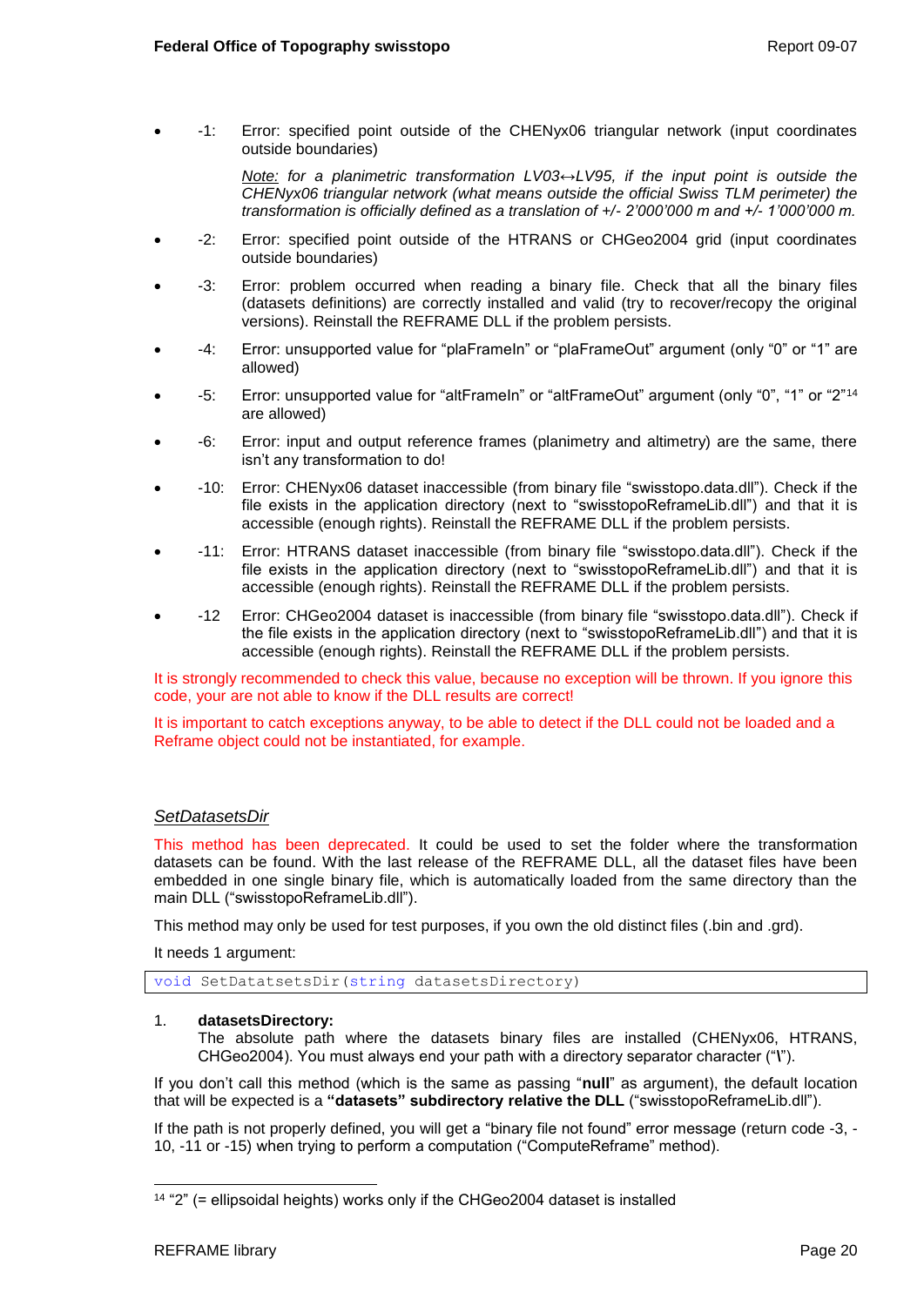- -1: Error: specified point outside of the CHENyx06 triangular network (input coordinates outside boundaries)

  *Note: for a planimetric transformation LV03↔LV95, if the input point is outside the CHENyx06 triangular network (what means outside the official Swiss TLM perimeter) the transformation is officially defined as a translation of +/- 2'000'000 m and +/- 1'000'000 m.*

- -2: Error: specified point outside of the HTRANS or CHGeo2004 grid (input coordinates outside boundaries)
- -3: Error: problem occurred when reading a binary file. Check that all the binary files (datasets definitions) are correctly installed and valid (try to recover/recopy the original versions). Reinstall the REFRAME DLL if the problem persists.
- -4: Error: unsupported value for "plaFrameIn" or "plaFrameOut" argument (only "0" or "1" are allowed)
- -5: Error: unsupported value for "altFrameIn" or "altFrameOut" argument (only "0", "1" or "2"[14] are allowed)
- -6: Error: input and output reference frames (planimetry and altimetry) are the same, there isn't any transformation to do!
- -10: Error: CHENyx06 dataset inaccessible (from binary file "swisstopo.data.dll"). Check if the file exists in the application directory (next to "swisstopoReframeLib.dll") and that it is accessible (enough rights). Reinstall the REFRAME DLL if the problem persists.
- -11: Error: HTRANS dataset inaccessible (from binary file "swisstopo.data.dll"). Check if the file exists in the application directory (next to "swisstopoReframeLib.dll") and that it is accessible (enough rights). Reinstall the REFRAME DLL if the problem persists.
- -12 Error: CHGeo2004 dataset is inaccessible (from binary file "swisstopo.data.dll"). Check if the file exists in the application directory (next to "swisstopoReframeLib.dll") and that it is accessible (enough rights). Reinstall the REFRAME DLL if the problem persists.

It is strongly recommended to check this value, because no exception will be thrown. If you ignore this code, your are not able to know if the DLL results are correct!

It is important to catch exceptions anyway, to be able to detect if the DLL could not be loaded and a Reframe object could not be instantiated, for example.

### *SetDatasetsDir*

This method has been deprecated. It could be used to set the folder where the transformation datasets can be found. With the last release of the REFRAME DLL, all the dataset files have been embedded in one single binary file, which is automatically loaded from the same directory than the main DLL ("swisstopoReframeLib.dll").

This method may only be used for test purposes, if you own the old distinct files (.bin and .grd).

It needs 1 argument:

```
void SetDatatsetsDir(string datasetsDirectory)
```

1. **datasetsDirectory:**
   The absolute path where the datasets binary files are installed (CHENyx06, HTRANS, CHGeo2004). You must always end your path with a directory separator character ("**\**").

If you don't call this method (which is the same as passing "**null**" as argument), the default location that will be expected is a **"datasets" subdirectory relative the DLL** ("swisstopoReframeLib.dll").

If the path is not properly defined, you will get a "binary file not found" error message (return code -3, -10, -11 or -15) when trying to perform a computation ("ComputeReframe" method).

[14] "2" (= ellipsoidal heights) works only if the CHGeo2004 dataset is installed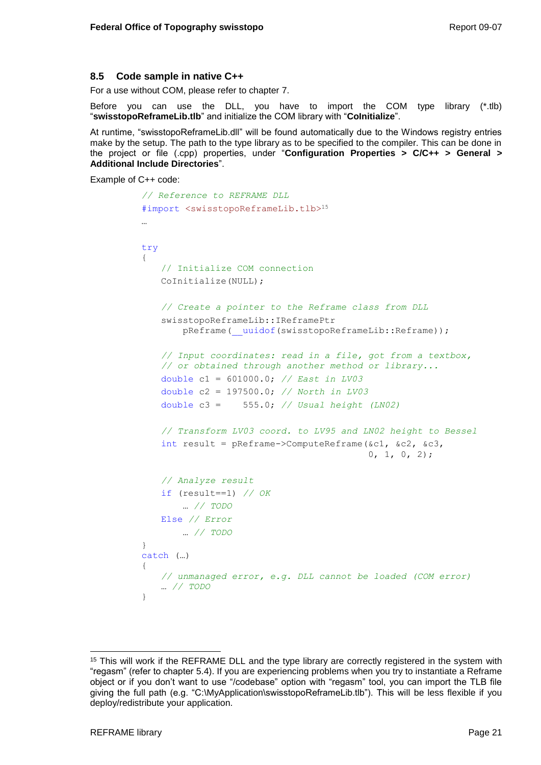### 8.5 Code sample in native C++

For a use without COM, please refer to chapter 7.

Before you can use the DLL, you have to import the COM type library (*.tlb) "**swisstopoReframeLib.tlb**" and initialize the COM library with "**CoInitialize**".

At runtime, "swisstopoReframeLib.dll" will be found automatically due to the Windows registry entries make by the setup. The path to the type library as to be specified to the compiler. This can be done in the project or file (.cpp) properties, under "**Configuration Properties > C/C++ > General > Additional Include Directories**".

Example of C++ code:

```
// Reference to REFRAME DLL
#import <swisstopoReframeLib.tlb>15
…

try
{
    // Initialize COM connection
    CoInitialize(NULL);

    // Create a pointer to the Reframe class from DLL
    swisstopoReframeLib::IReframePtr
        pReframe(__uuidof(swisstopoReframeLib::Reframe));

    // Input coordinates: read in a file, got from a textbox,
    // or obtained through another method or library...
    double c1 = 601000.0; // East in LV03
    double c2 = 197500.0; // North in LV03
    double c3 =    555.0; // Usual height (LN02)

    // Transform LV03 coord. to LV95 and LN02 height to Bessel
    int result = pReframe->ComputeReframe(&c1, &c2, &c3,
                                          0, 1, 0, 2);

    // Analyze result
    if (result==1) // OK
        … // TODO
    Else // Error
        … // TODO
}
catch (…)
{
    // unmanaged error, e.g. DLL cannot be loaded (COM error)
    … // TODO
}
```

[15] This will work if the REFRAME DLL and the type library are correctly registered in the system with "regasm" (refer to chapter 5.4). If you are experiencing problems when you try to instantiate a Reframe object or if you don't want to use "/codebase" option with "regasm" tool, you can import the TLB file giving the full path (e.g. "C:\MyApplication\swisstopoReframeLib.tlb"). This will be less flexible if you deploy/redistribute your application.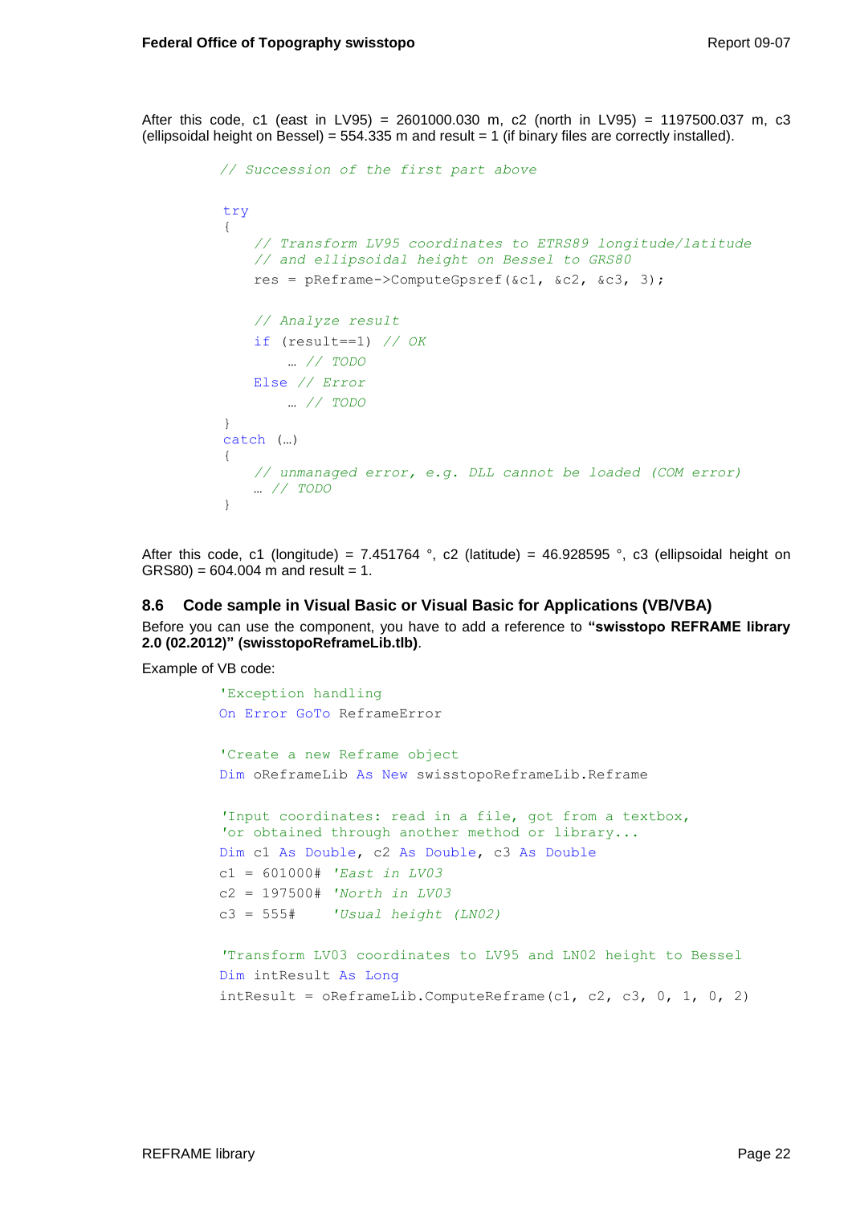After this code, c1 (east in LV95) = 2601000.030 m, c2 (north in LV95) = 1197500.037 m, c3 (ellipsoidal height on Bessel) = 554.335 m and result = 1 (if binary files are correctly installed).

```
// Succession of the first part above

try
{
    // Transform LV95 coordinates to ETRS89 longitude/latitude
    // and ellipsoidal height on Bessel to GRS80
    res = pReframe->ComputeGpsref(&c1, &c2, &c3, 3);

    // Analyze result
    if (result==1) // OK
        … // TODO
    Else // Error
        … // TODO
}
catch (…)
{
    // unmanaged error, e.g. DLL cannot be loaded (COM error)
    … // TODO
}
```

After this code, c1 (longitude) = 7.451764 °, c2 (latitude) = 46.928595 °, c3 (ellipsoidal height on GRS80) = 604.004 m and result = 1.

### 8.6 Code sample in Visual Basic or Visual Basic for Applications (VB/VBA)

Before you can use the component, you have to add a reference to **"swisstopo REFRAME library 2.0 (02.2012)" (swisstopoReframeLib.tlb)**.

Example of VB code:

```
'Exception handling
On Error GoTo ReframeError

'Create a new Reframe object
Dim oReframeLib As New swisstopoReframeLib.Reframe

'Input coordinates: read in a file, got from a textbox,
'or obtained through another method or library...
Dim c1 As Double, c2 As Double, c3 As Double
c1 = 601000# 'East in LV03
c2 = 197500# 'North in LV03
c3 = 555#    'Usual height (LN02)

'Transform LV03 coordinates to LV95 and LN02 height to Bessel
Dim intResult As Long
intResult = oReframeLib.ComputeReframe(c1, c2, c3, 0, 1, 0, 2)
```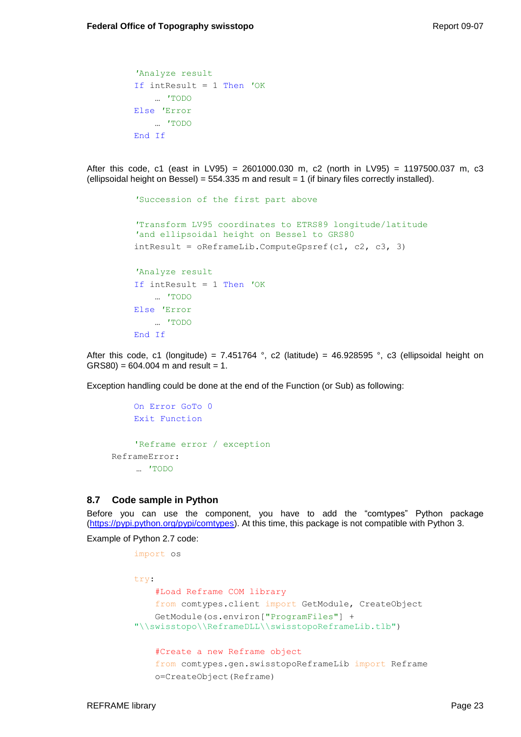```
'Analyze result
If intResult = 1 Then 'OK
    … 'TODO
Else 'Error
    … 'TODO
End If
```

After this code, c1 (east in LV95) = 2601000.030 m, c2 (north in LV95) = 1197500.037 m, c3 (ellipsoidal height on Bessel) = 554.335 m and result = 1 (if binary files correctly installed).

```
'Succession of the first part above

'Transform LV95 coordinates to ETRS89 longitude/latitude
'and ellipsoidal height on Bessel to GRS80
intResult = oReframeLib.ComputeGpsref(c1, c2, c3, 3)

'Analyze result
If intResult = 1 Then 'OK
    … 'TODO
Else 'Error
    … 'TODO
End If
```

After this code, c1 (longitude) = 7.451764 °, c2 (latitude) = 46.928595 °, c3 (ellipsoidal height on GRS80) = 604.004 m and result = 1.

Exception handling could be done at the end of the Function (or Sub) as following:

```
On Error GoTo 0
Exit Function

'Reframe error / exception
ReframeError:
    … 'TODO
```

## 8.7 Code sample in Python

Before you can use the component, you have to add the “comtypes” Python package (https://pypi.python.org/pypi/comtypes). At this time, this package is not compatible with Python 3.

Example of Python 2.7 code:

```
import os

try:
    #Load Reframe COM library
    from comtypes.client import GetModule, CreateObject
    GetModule(os.environ["ProgramFiles"] +
"\\swisstopo\\ReframeDLL\\swisstopoReframeLib.tlb")

    #Create a new Reframe object
    from comtypes.gen.swisstopoReframeLib import Reframe
    o=CreateObject(Reframe)
```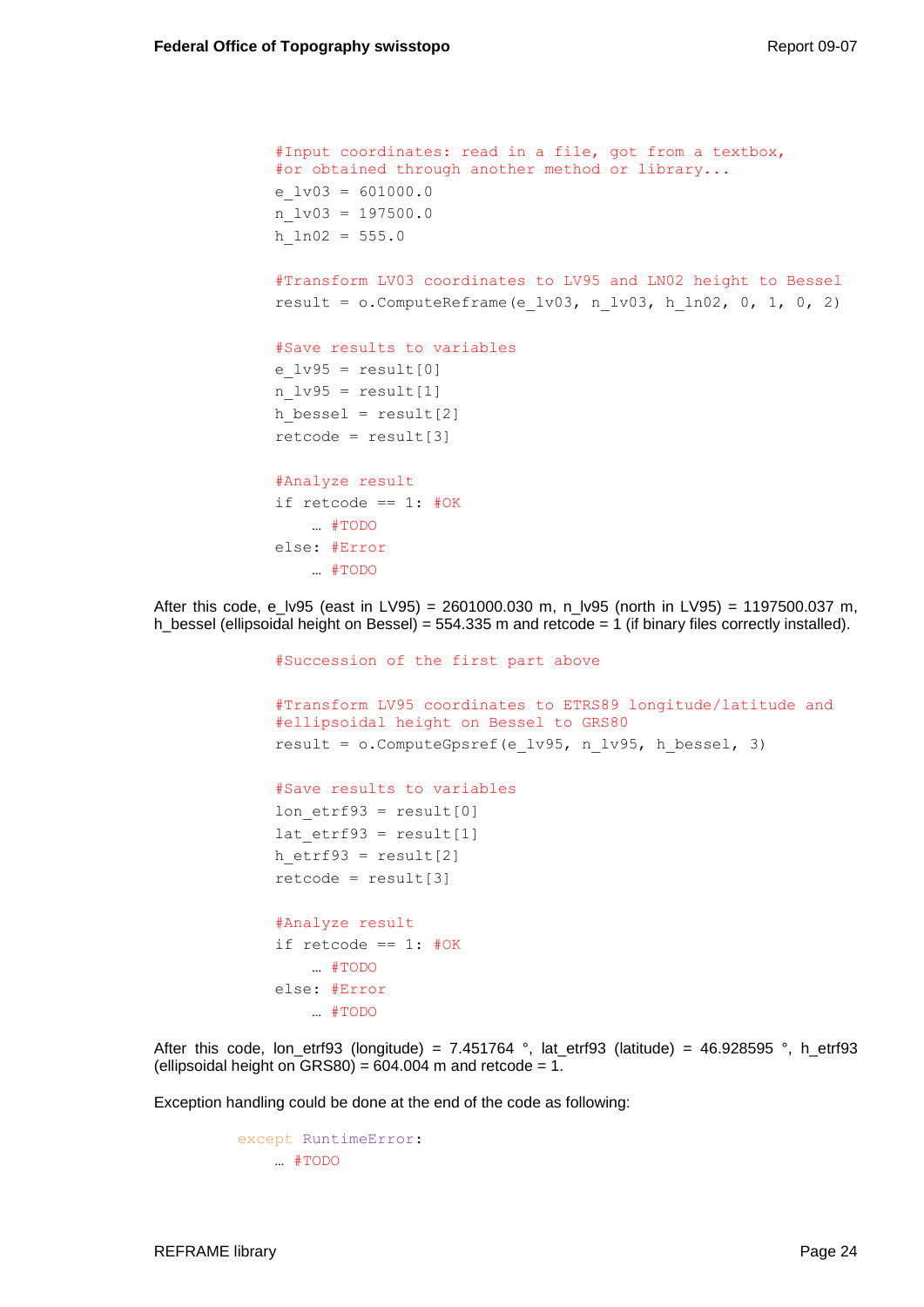```
#Input coordinates: read in a file, got from a textbox,
#or obtained through another method or library...
e_lv03 = 601000.0
n_lv03 = 197500.0
h_ln02 = 555.0

#Transform LV03 coordinates to LV95 and LN02 height to Bessel
result = o.ComputeReframe(e_lv03, n_lv03, h_ln02, 0, 1, 0, 2)

#Save results to variables
e_lv95 = result[0]
n_lv95 = result[1]
h_bessel = result[2]
retcode = result[3]

#Analyze result
if retcode == 1: #OK
    … #TODO
else: #Error
    … #TODO
```

After this code, e_lv95 (east in LV95) = 2601000.030 m, n_lv95 (north in LV95) = 1197500.037 m, h_bessel (ellipsoidal height on Bessel) = 554.335 m and retcode = 1 (if binary files correctly installed).

```
#Succession of the first part above

#Transform LV95 coordinates to ETRS89 longitude/latitude and
#ellipsoidal height on Bessel to GRS80
result = o.ComputeGpsref(e_lv95, n_lv95, h_bessel, 3)

#Save results to variables
lon_etrf93 = result[0]
lat_etrf93 = result[1]
h_etrf93 = result[2]
retcode = result[3]

#Analyze result
if retcode == 1: #OK
    … #TODO
else: #Error
    … #TODO
```

After this code, lon_etrf93 (longitude) = 7.451764 °, lat_etrf93 (latitude) = 46.928595 °, h_etrf93 (ellipsoidal height on GRS80) = 604.004 m and retcode = 1.

Exception handling could be done at the end of the code as following:

```
except RuntimeError:
    … #TODO
```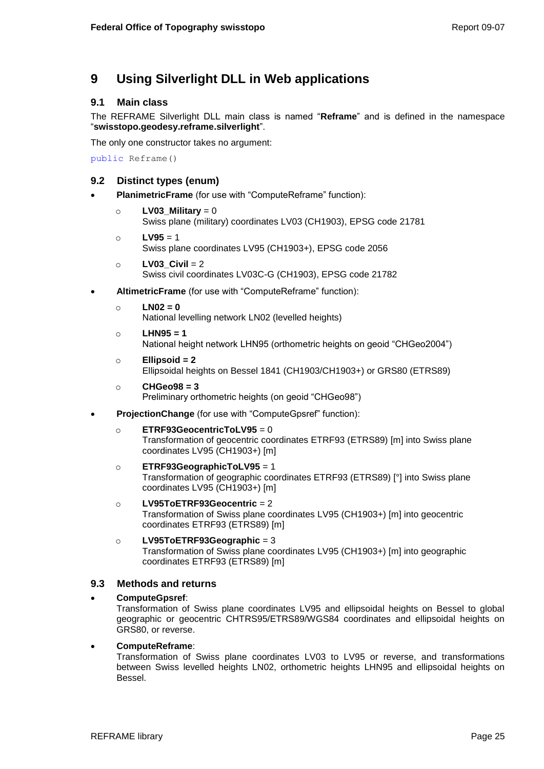# 9 Using Silverlight DLL in Web applications

## 9.1 Main class

The REFRAME Silverlight DLL main class is named "**Reframe**" and is defined in the namespace "**swisstopo.geodesy.reframe.silverlight**".

The only one constructor takes no argument:

```
public Reframe()
```

## 9.2 Distinct types (enum)

- **PlanimetricFrame** (for use with "ComputeReframe" function):
  - **LV03_Military** = 0
    Swiss plane (military) coordinates LV03 (CH1903), EPSG code 21781
  - **LV95** = 1
    Swiss plane coordinates LV95 (CH1903+), EPSG code 2056
  - **LV03_Civil** = 2
    Swiss civil coordinates LV03C-G (CH1903), EPSG code 21782
- **AltimetricFrame** (for use with "ComputeReframe" function):
  - **LN02 = 0**
    National levelling network LN02 (levelled heights)
  - **LHN95 = 1**
    National height network LHN95 (orthometric heights on geoid "CHGeo2004")
  - **Ellipsoid = 2**
    Ellipsoidal heights on Bessel 1841 (CH1903/CH1903+) or GRS80 (ETRS89)
  - **CHGeo98 = 3**
    Preliminary orthometric heights (on geoid "CHGeo98")
- **ProjectionChange** (for use with "ComputeGpsref" function):
  - **ETRF93GeocentricToLV95** = 0
    Transformation of geocentric coordinates ETRF93 (ETRS89) [m] into Swiss plane coordinates LV95 (CH1903+) [m]
  - **ETRF93GeographicToLV95** = 1
    Transformation of geographic coordinates ETRF93 (ETRS89) [°] into Swiss plane coordinates LV95 (CH1903+) [m]
  - **LV95ToETRF93Geocentric** = 2
    Transformation of Swiss plane coordinates LV95 (CH1903+) [m] into geocentric coordinates ETRF93 (ETRS89) [m]
  - **LV95ToETRF93Geographic** = 3
    Transformation of Swiss plane coordinates LV95 (CH1903+) [m] into geographic coordinates ETRF93 (ETRS89) [m]

## 9.3 Methods and returns

- **ComputeGpsref**:
  Transformation of Swiss plane coordinates LV95 and ellipsoidal heights on Bessel to global geographic or geocentric CHTRS95/ETRS89/WGS84 coordinates and ellipsoidal heights on GRS80, or reverse.
- **ComputeReframe**:
  Transformation of Swiss plane coordinates LV03 to LV95 or reverse, and transformations between Swiss levelled heights LN02, orthometric heights LHN95 and ellipsoidal heights on Bessel.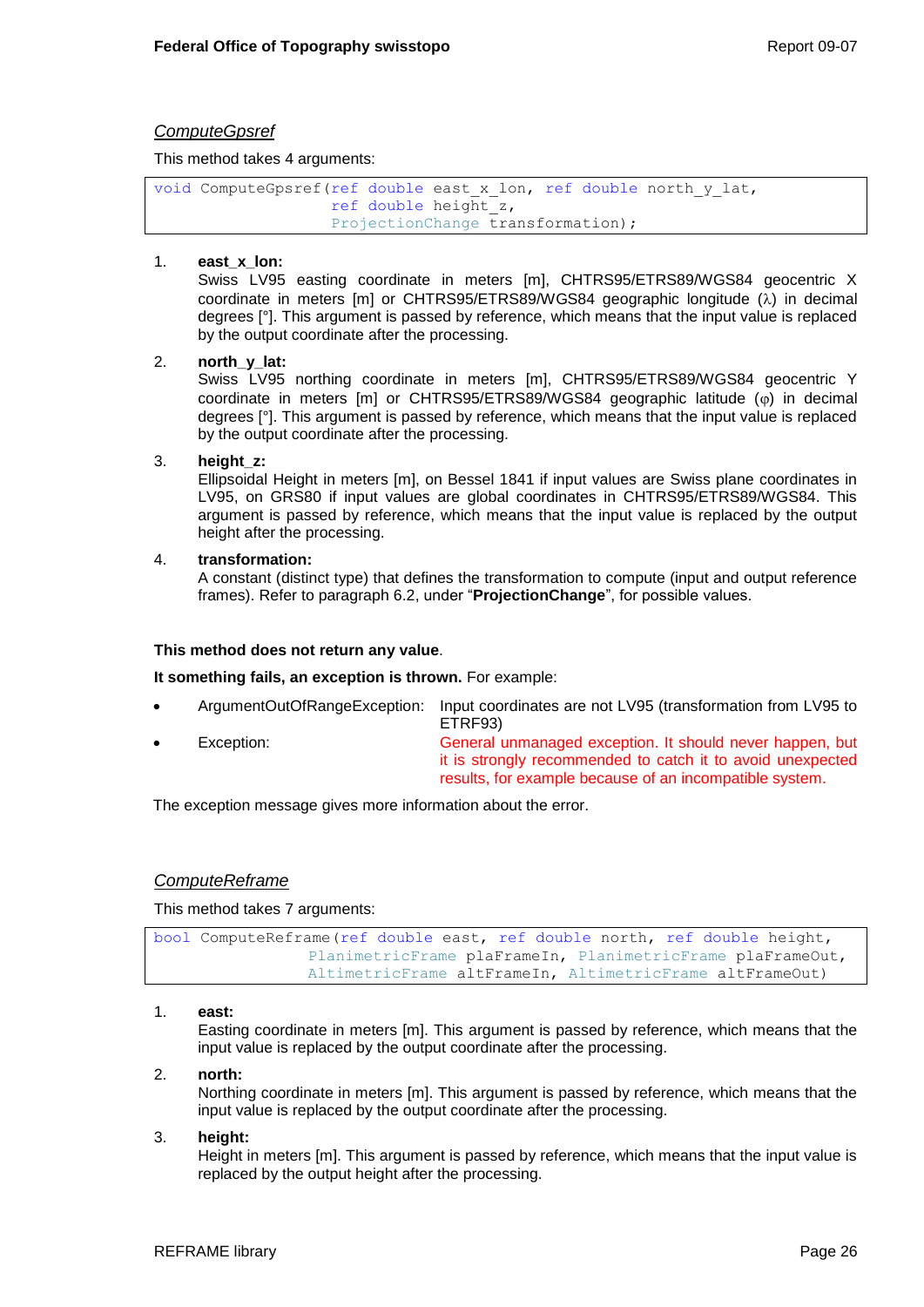*ComputeGpsref*

This method takes 4 arguments:

```
void ComputeGpsref(ref double east_x_lon, ref double north_y_lat,
                   ref double height_z,
                   ProjectionChange transformation);
```

1. **east_x_lon:**
   Swiss LV95 easting coordinate in meters [m], CHTRS95/ETRS89/WGS84 geocentric X coordinate in meters [m] or CHTRS95/ETRS89/WGS84 geographic longitude (λ) in decimal degrees [°]. This argument is passed by reference, which means that the input value is replaced by the output coordinate after the processing.

2. **north_y_lat:**
   Swiss LV95 northing coordinate in meters [m], CHTRS95/ETRS89/WGS84 geocentric Y coordinate in meters [m] or CHTRS95/ETRS89/WGS84 geographic latitude (φ) in decimal degrees [°]. This argument is passed by reference, which means that the input value is replaced by the output coordinate after the processing.

3. **height_z:**
   Ellipsoidal Height in meters [m], on Bessel 1841 if input values are Swiss plane coordinates in LV95, on GRS80 if input values are global coordinates in CHTRS95/ETRS89/WGS84. This argument is passed by reference, which means that the input value is replaced by the output height after the processing.

4. **transformation:**
   A constant (distinct type) that defines the transformation to compute (input and output reference frames). Refer to paragraph 6.2, under "**ProjectionChange**", for possible values.

**This method does not return any value**.

**It something fails, an exception is thrown.** For example:

- ArgumentOutOfRangeException: Input coordinates are not LV95 (transformation from LV95 to ETRF93)
- Exception: General unmanaged exception. It should never happen, but it is strongly recommended to catch it to avoid unexpected results, for example because of an incompatible system.

The exception message gives more information about the error.

*ComputeReframe*

This method takes 7 arguments:

```
bool ComputeReframe(ref double east, ref double north, ref double height,
                PlanimetricFrame plaFrameIn, PlanimetricFrame plaFrameOut,
                AltimetricFrame altFrameIn, AltimetricFrame altFrameOut)
```

1. **east:**
   Easting coordinate in meters [m]. This argument is passed by reference, which means that the input value is replaced by the output coordinate after the processing.

2. **north:**
   Northing coordinate in meters [m]. This argument is passed by reference, which means that the input value is replaced by the output coordinate after the processing.

3. **height:**
   Height in meters [m]. This argument is passed by reference, which means that the input value is replaced by the output height after the processing.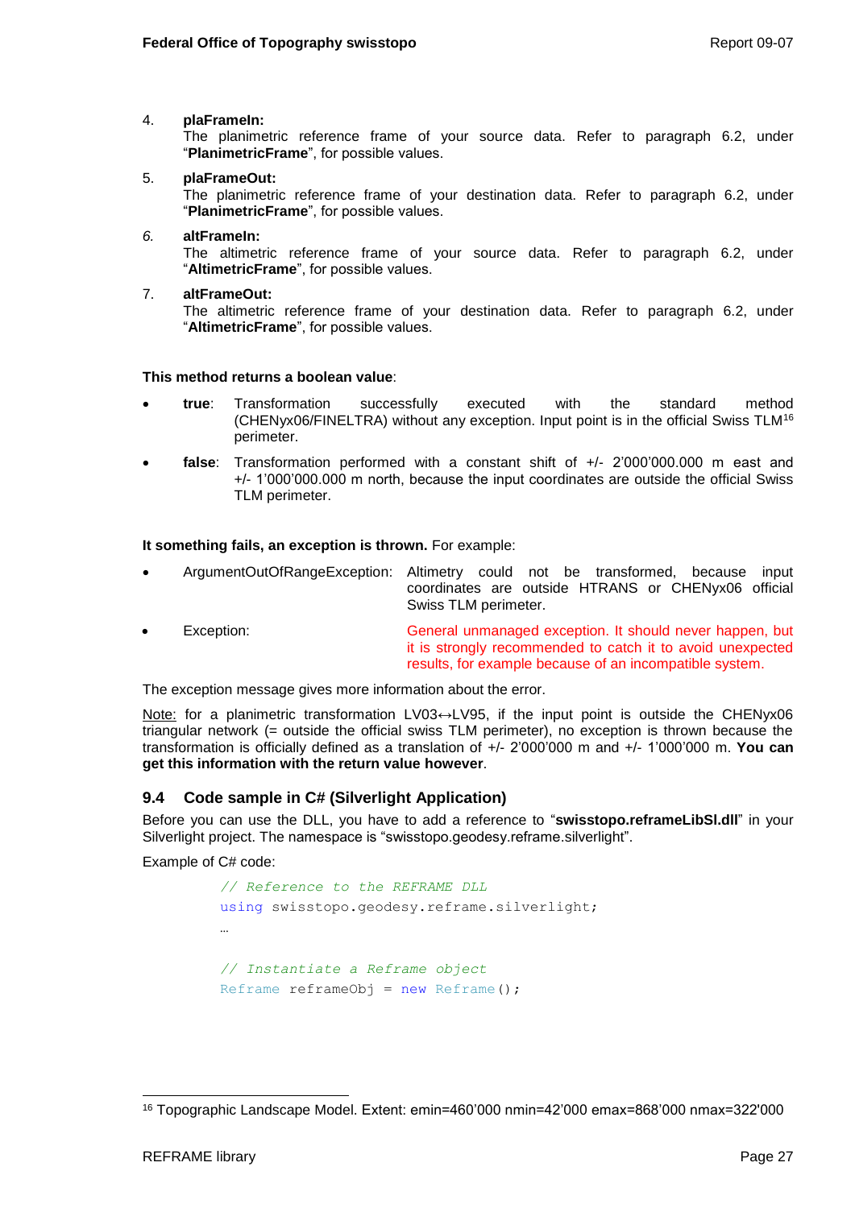4. **plaFrameIn:**
   The planimetric reference frame of your source data. Refer to paragraph 6.2, under "**PlanimetricFrame**", for possible values.

5. **plaFrameOut:**
   The planimetric reference frame of your destination data. Refer to paragraph 6.2, under "**PlanimetricFrame**", for possible values.

6. **altFrameIn:**
   The altimetric reference frame of your source data. Refer to paragraph 6.2, under "**AltimetricFrame**", for possible values.

7. **altFrameOut:**
   The altimetric reference frame of your destination data. Refer to paragraph 6.2, under "**AltimetricFrame**", for possible values.

**This method returns a boolean value**:

- **true**: Transformation successfully executed with the standard method (CHENyx06/FINELTRA) without any exception. Input point is in the official Swiss TLM[16] perimeter.
- **false**: Transformation performed with a constant shift of +/- 2'000'000.000 m east and +/- 1'000'000.000 m north, because the input coordinates are outside the official Swiss TLM perimeter.

**It something fails, an exception is thrown.** For example:

- ArgumentOutOfRangeException: Altimetry could not be transformed, because input coordinates are outside HTRANS or CHENyx06 official Swiss TLM perimeter.
- Exception: General unmanaged exception. It should never happen, but it is strongly recommended to catch it to avoid unexpected results, for example because of an incompatible system.

The exception message gives more information about the error.

Note: for a planimetric transformation LV03↔LV95, if the input point is outside the CHENyx06 triangular network (= outside the official swiss TLM perimeter), no exception is thrown because the transformation is officially defined as a translation of +/- 2'000'000 m and +/- 1'000'000 m. **You can get this information with the return value however**.

## 9.4 Code sample in C# (Silverlight Application)

Before you can use the DLL, you have to add a reference to "**swisstopo.reframeLibSl.dll**" in your Silverlight project. The namespace is "swisstopo.geodesy.reframe.silverlight".

Example of C# code:

```
// Reference to the REFRAME DLL
using swisstopo.geodesy.reframe.silverlight;
…

// Instantiate a Reframe object
Reframe reframeObj = new Reframe();
```

[16] Topographic Landscape Model. Extent: emin=460'000 nmin=42'000 emax=868'000 nmax=322'000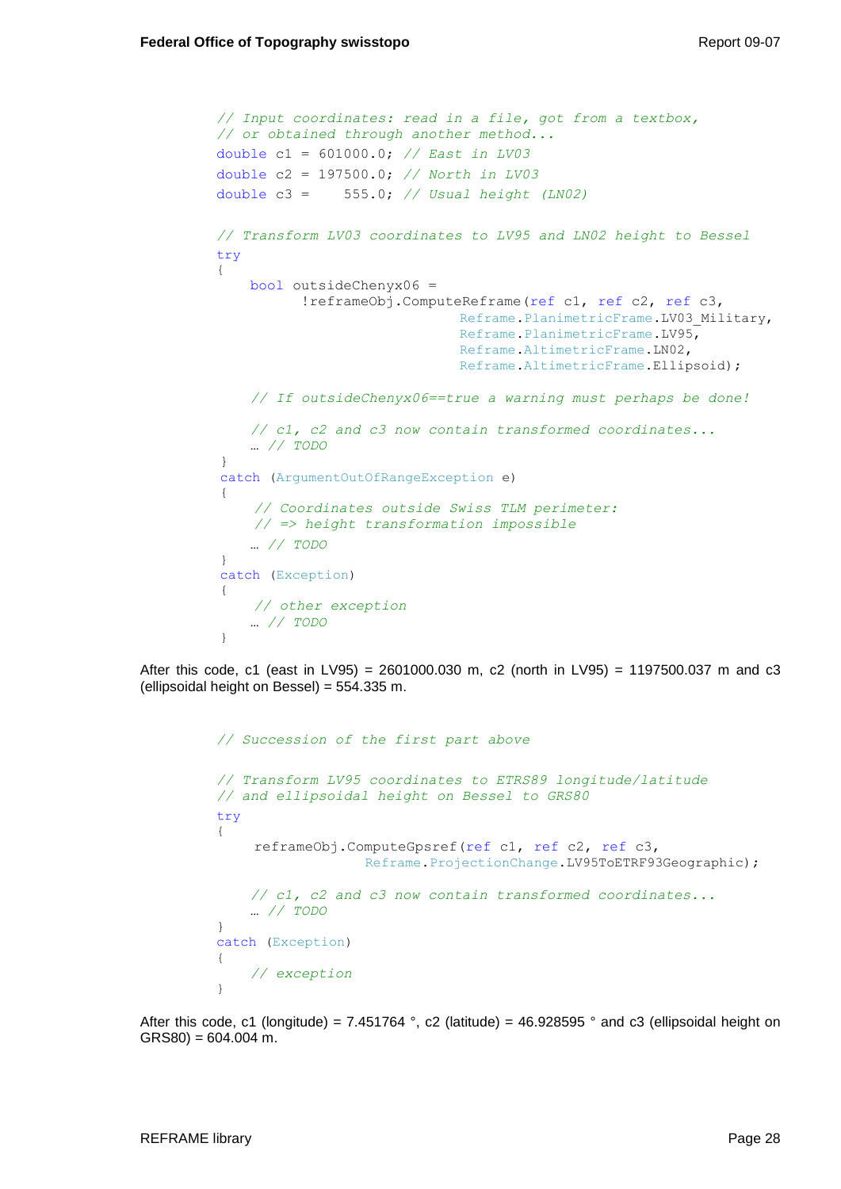```
// Input coordinates: read in a file, got from a textbox,
// or obtained through another method...
double c1 = 601000.0; // East in LV03
double c2 = 197500.0; // North in LV03
double c3 =    555.0; // Usual height (LN02)

// Transform LV03 coordinates to LV95 and LN02 height to Bessel
try
{
    bool outsideChenyx06 =
          !reframeObj.ComputeReframe(ref c1, ref c2, ref c3,
                              Reframe.PlanimetricFrame.LV03_Military,
                              Reframe.PlanimetricFrame.LV95,
                              Reframe.AltimetricFrame.LN02,
                              Reframe.AltimetricFrame.Ellipsoid);

    // If outsideChenyx06==true a warning must perhaps be done!

    // c1, c2 and c3 now contain transformed coordinates...
    … // TODO
}
catch (ArgumentOutOfRangeException e)
{
     // Coordinates outside Swiss TLM perimeter:
     // => height transformation impossible
    … // TODO
}
catch (Exception)
{
     // other exception
    … // TODO
}
```

After this code, c1 (east in LV95) = 2601000.030 m, c2 (north in LV95) = 1197500.037 m and c3 (ellipsoidal height on Bessel) = 554.335 m.

```
// Succession of the first part above

// Transform LV95 coordinates to ETRS89 longitude/latitude
// and ellipsoidal height on Bessel to GRS80
try
{
     reframeObj.ComputeGpsref(ref c1, ref c2, ref c3,
                 Reframe.ProjectionChange.LV95ToETRF93Geographic);

    // c1, c2 and c3 now contain transformed coordinates...
    … // TODO
}
catch (Exception)
{
    // exception
}
```

After this code, c1 (longitude) = 7.451764 °, c2 (latitude) = 46.928595 ° and c3 (ellipsoidal height on GRS80) = 604.004 m.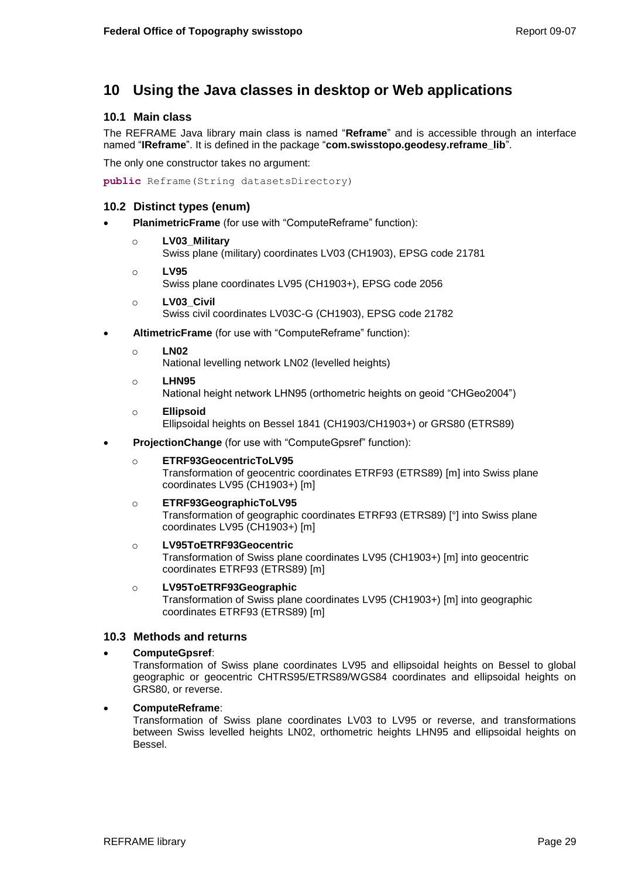# 10 Using the Java classes in desktop or Web applications

## 10.1 Main class

The REFRAME Java library main class is named "**Reframe**" and is accessible through an interface named "**IReframe**". It is defined in the package "**com.swisstopo.geodesy.reframe_lib**".

The only one constructor takes no argument:

```
public Reframe(String datasetsDirectory)
```

## 10.2 Distinct types (enum)

- **PlanimetricFrame** (for use with "ComputeReframe" function):
  - **LV03_Military**
    Swiss plane (military) coordinates LV03 (CH1903), EPSG code 21781
  - **LV95**
    Swiss plane coordinates LV95 (CH1903+), EPSG code 2056
  - **LV03_Civil**
    Swiss civil coordinates LV03C-G (CH1903), EPSG code 21782
- **AltimetricFrame** (for use with "ComputeReframe" function):
  - **LN02**
    National levelling network LN02 (levelled heights)
  - **LHN95**
    National height network LHN95 (orthometric heights on geoid "CHGeo2004")
  - **Ellipsoid**
    Ellipsoidal heights on Bessel 1841 (CH1903/CH1903+) or GRS80 (ETRS89)
- **ProjectionChange** (for use with "ComputeGpsref" function):
  - **ETRF93GeocentricToLV95**
    Transformation of geocentric coordinates ETRF93 (ETRS89) [m] into Swiss plane coordinates LV95 (CH1903+) [m]
  - **ETRF93GeographicToLV95**
    Transformation of geographic coordinates ETRF93 (ETRS89) [°] into Swiss plane coordinates LV95 (CH1903+) [m]
  - **LV95ToETRF93Geocentric**
    Transformation of Swiss plane coordinates LV95 (CH1903+) [m] into geocentric coordinates ETRF93 (ETRS89) [m]
  - **LV95ToETRF93Geographic**
    Transformation of Swiss plane coordinates LV95 (CH1903+) [m] into geographic coordinates ETRF93 (ETRS89) [m]

## 10.3 Methods and returns

- **ComputeGpsref**:
  Transformation of Swiss plane coordinates LV95 and ellipsoidal heights on Bessel to global geographic or geocentric CHTRS95/ETRS89/WGS84 coordinates and ellipsoidal heights on GRS80, or reverse.
- **ComputeReframe**:
  Transformation of Swiss plane coordinates LV03 to LV95 or reverse, and transformations between Swiss levelled heights LN02, orthometric heights LHN95 and ellipsoidal heights on Bessel.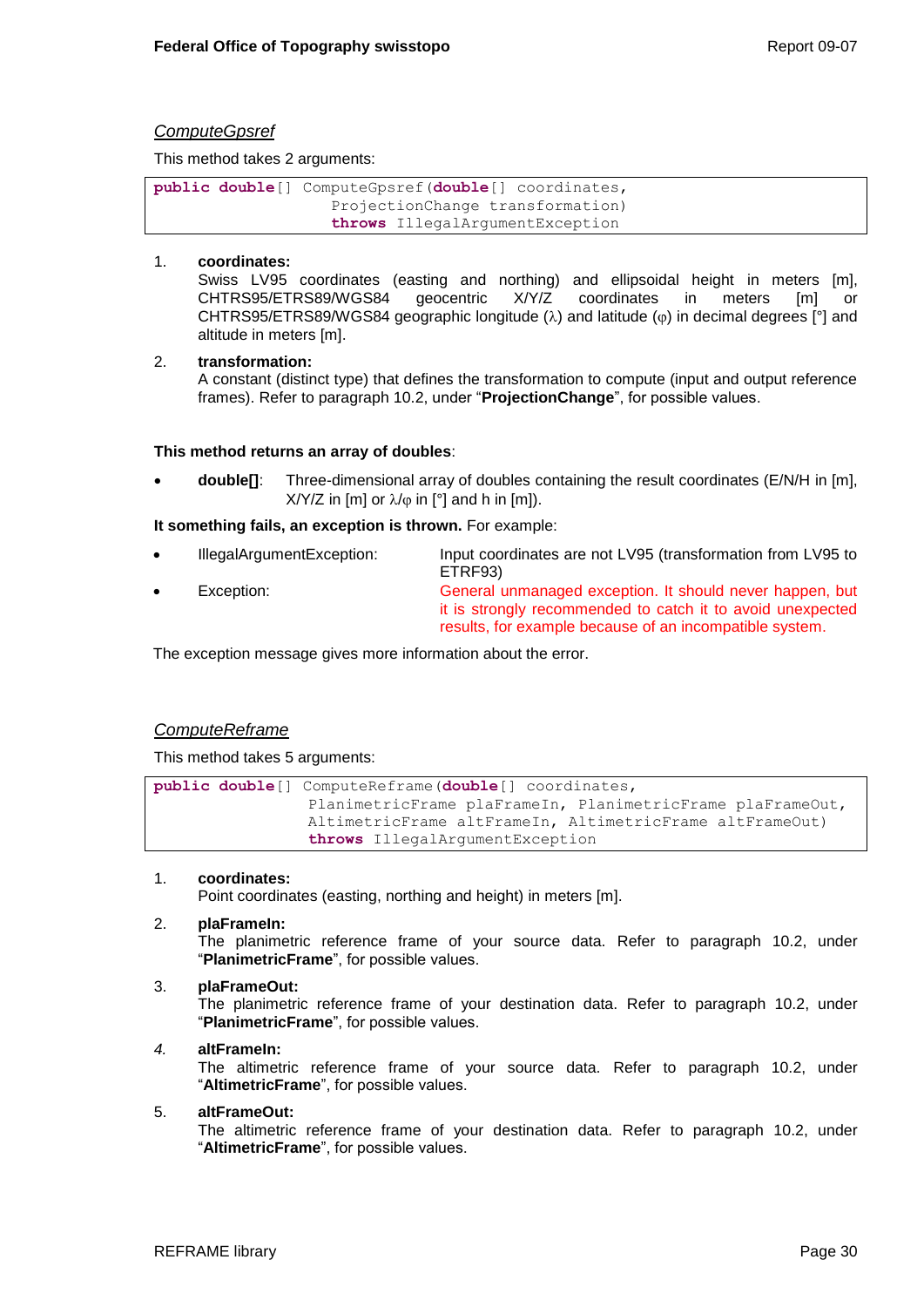*ComputeGpsref*

This method takes 2 arguments:

```
public double[] ComputeGpsref(double[] coordinates,
                    ProjectionChange transformation)
                    throws IllegalArgumentException
```

1. **coordinates:**
   Swiss LV95 coordinates (easting and northing) and ellipsoidal height in meters [m], CHTRS95/ETRS89/WGS84 geocentric X/Y/Z coordinates in meters [m] or CHTRS95/ETRS89/WGS84 geographic longitude (λ) and latitude (φ) in decimal degrees [°] and altitude in meters [m].

2. **transformation:**
   A constant (distinct type) that defines the transformation to compute (input and output reference frames). Refer to paragraph 10.2, under "**ProjectionChange**", for possible values.

**This method returns an array of doubles**:

- **double[]**: Three-dimensional array of doubles containing the result coordinates (E/N/H in [m], X/Y/Z in [m] or λ/φ in [°] and h in [m]).

**It something fails, an exception is thrown.** For example:

- IllegalArgumentException: Input coordinates are not LV95 (transformation from LV95 to ETRF93)
- Exception: General unmanaged exception. It should never happen, but it is strongly recommended to catch it to avoid unexpected results, for example because of an incompatible system.

The exception message gives more information about the error.

*ComputeReframe*

This method takes 5 arguments:

```
public double[] ComputeReframe(double[] coordinates,
                   PlanimetricFrame plaFrameIn, PlanimetricFrame plaFrameOut,
                   AltimetricFrame altFrameIn, AltimetricFrame altFrameOut)
                   throws IllegalArgumentException
```

1. **coordinates:**
   Point coordinates (easting, northing and height) in meters [m].

2. **plaFrameIn:**
   The planimetric reference frame of your source data. Refer to paragraph 10.2, under "**PlanimetricFrame**", for possible values.

3. **plaFrameOut:**
   The planimetric reference frame of your destination data. Refer to paragraph 10.2, under "**PlanimetricFrame**", for possible values.

4. **altFrameIn:**
   The altimetric reference frame of your source data. Refer to paragraph 10.2, under "**AltimetricFrame**", for possible values.

5. **altFrameOut:**
   The altimetric reference frame of your destination data. Refer to paragraph 10.2, under "**AltimetricFrame**", for possible values.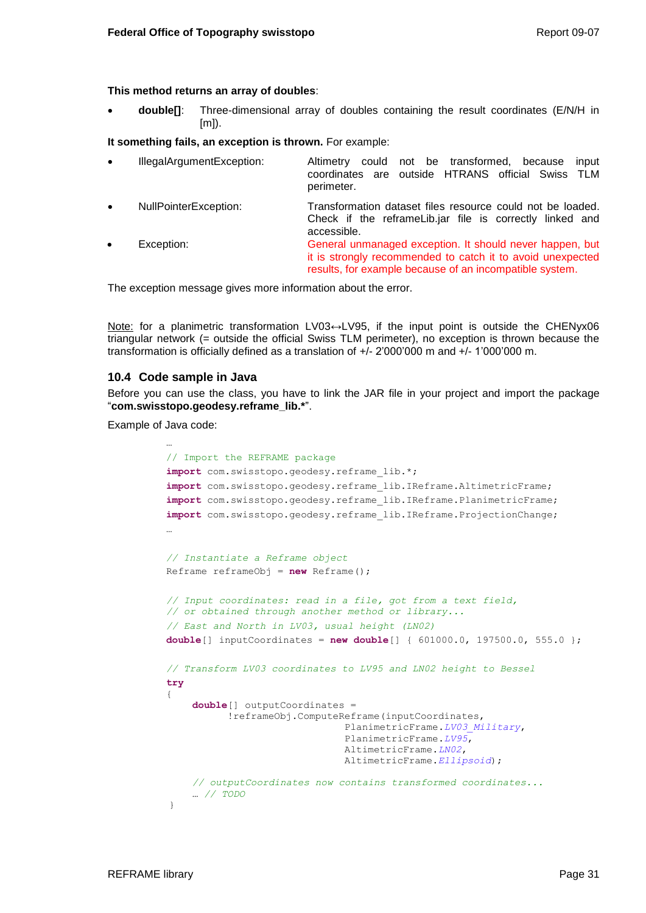**This method returns an array of doubles**:

- **double[]**: Three-dimensional array of doubles containing the result coordinates (E/N/H in [m]).

**It something fails, an exception is thrown.** For example:

- IllegalArgumentException: Altimetry could not be transformed, because input coordinates are outside HTRANS official Swiss TLM perimeter.
- NullPointerException: Transformation dataset files resource could not be loaded. Check if the reframeLib.jar file is correctly linked and accessible.
- Exception: General unmanaged exception. It should never happen, but it is strongly recommended to catch it to avoid unexpected results, for example because of an incompatible system.

The exception message gives more information about the error.

Note: for a planimetric transformation LV03↔LV95, if the input point is outside the CHENyx06 triangular network (= outside the official Swiss TLM perimeter), no exception is thrown because the transformation is officially defined as a translation of +/- 2'000'000 m and +/- 1'000'000 m.

## 10.4 Code sample in Java

Before you can use the class, you have to link the JAR file in your project and import the package "**com.swisstopo.geodesy.reframe_lib.***".

Example of Java code:

```
…
// Import the REFRAME package
import com.swisstopo.geodesy.reframe_lib.*;
import com.swisstopo.geodesy.reframe_lib.IReframe.AltimetricFrame;
import com.swisstopo.geodesy.reframe_lib.IReframe.PlanimetricFrame;
import com.swisstopo.geodesy.reframe_lib.IReframe.ProjectionChange;
…

// Instantiate a Reframe object
Reframe reframeObj = new Reframe();

// Input coordinates: read in a file, got from a text field,
// or obtained through another method or library...
// East and North in LV03, usual height (LN02)
double[] inputCoordinates = new double[] { 601000.0, 197500.0, 555.0 };

// Transform LV03 coordinates to LV95 and LN02 height to Bessel
try
{
    double[] outputCoordinates =
          !reframeObj.ComputeReframe(inputCoordinates,
                              PlanimetricFrame.LV03_Military,
                              PlanimetricFrame.LV95,
                              AltimetricFrame.LN02,
                              AltimetricFrame.Ellipsoid);

    // outputCoordinates now contains transformed coordinates...
    … // TODO
}
```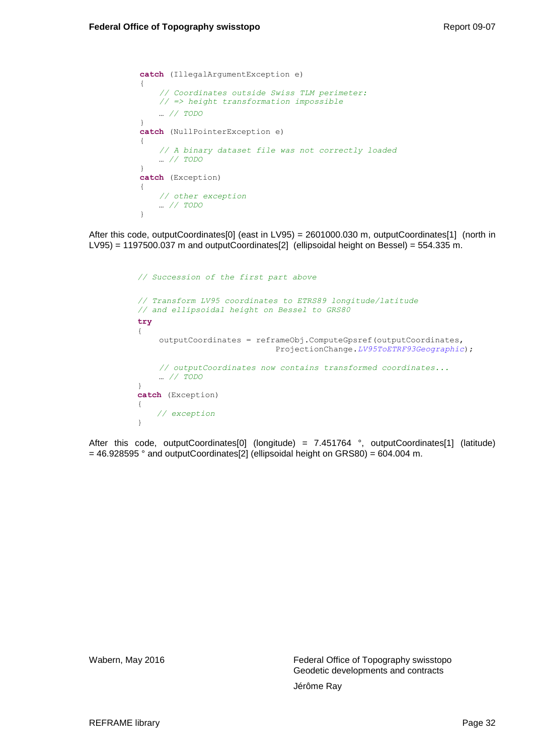```
catch (IllegalArgumentException e)
{
    // Coordinates outside Swiss TLM perimeter:
    // => height transformation impossible
    … // TODO
}
catch (NullPointerException e)
{
    // A binary dataset file was not correctly loaded
    … // TODO
}
catch (Exception)
{
    // other exception
    … // TODO
}
```

After this code, outputCoordinates[0] (east in LV95) = 2601000.030 m, outputCoordinates[1] (north in LV95) = 1197500.037 m and outputCoordinates[2] (ellipsoidal height on Bessel) = 554.335 m.

```
// Succession of the first part above

// Transform LV95 coordinates to ETRS89 longitude/latitude
// and ellipsoidal height on Bessel to GRS80
try
{
    outputCoordinates = reframeObj.ComputeGpsref(outputCoordinates,
                                ProjectionChange.LV95ToETRF93Geographic);

    // outputCoordinates now contains transformed coordinates...
    … // TODO
}
catch (Exception)
{
    // exception
}
```

After this code, outputCoordinates[0] (longitude) = 7.451764 °, outputCoordinates[1] (latitude) = 46.928595 ° and outputCoordinates[2] (ellipsoidal height on GRS80) = 604.004 m.

Wabern, May 2016

Federal Office of Topography swisstopo
Geodetic developments and contracts

Jérôme Ray